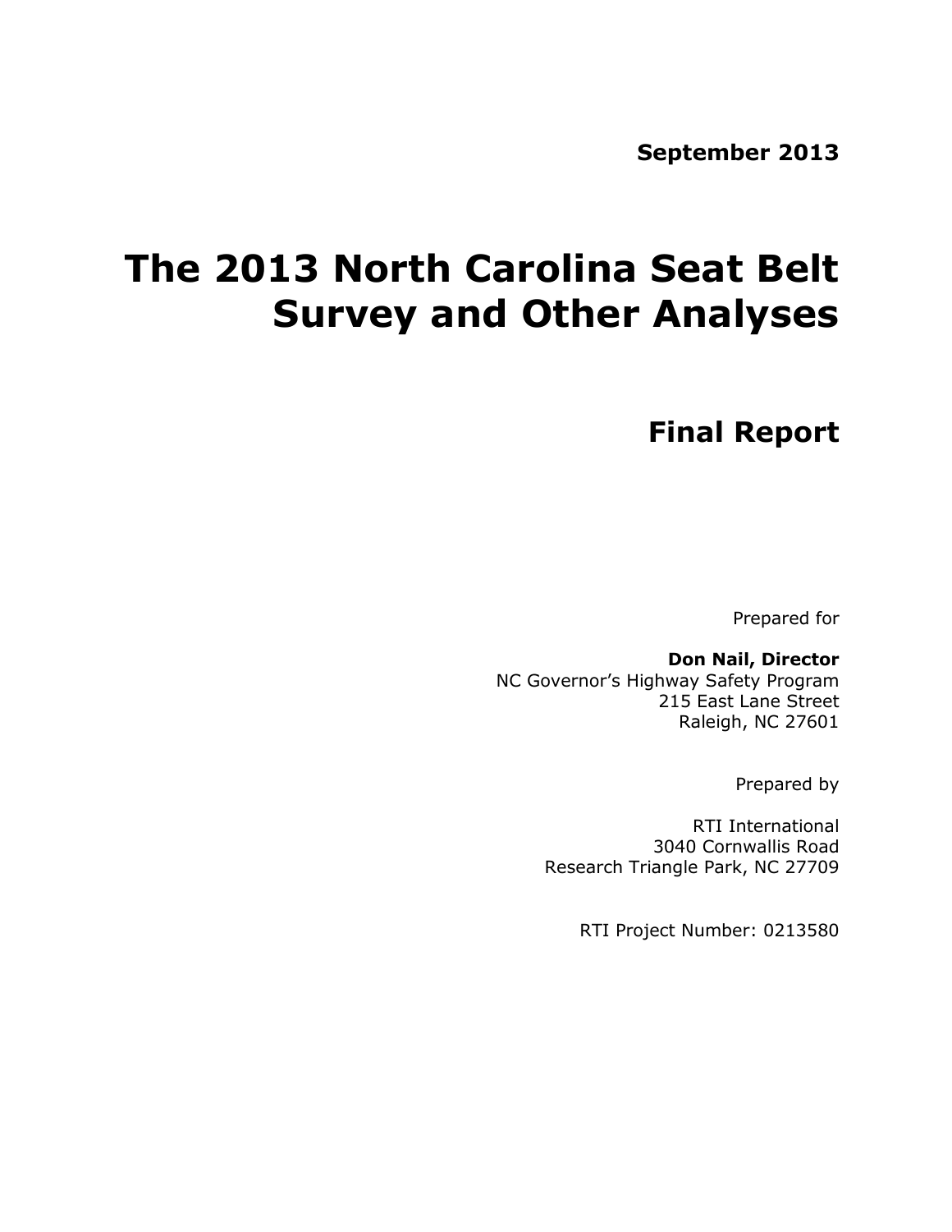**September 2013**

# The 2013 North Carolina Seat Belt Survey and Other Analyses

## Final Report

Prepared for

**Don Nail, Director**
NC Governor's Highway Safety Program
215 East Lane Street
Raleigh, NC 27601

Prepared by

RTI International
3040 Cornwallis Road
Research Triangle Park, NC 27709

RTI Project Number: 0213580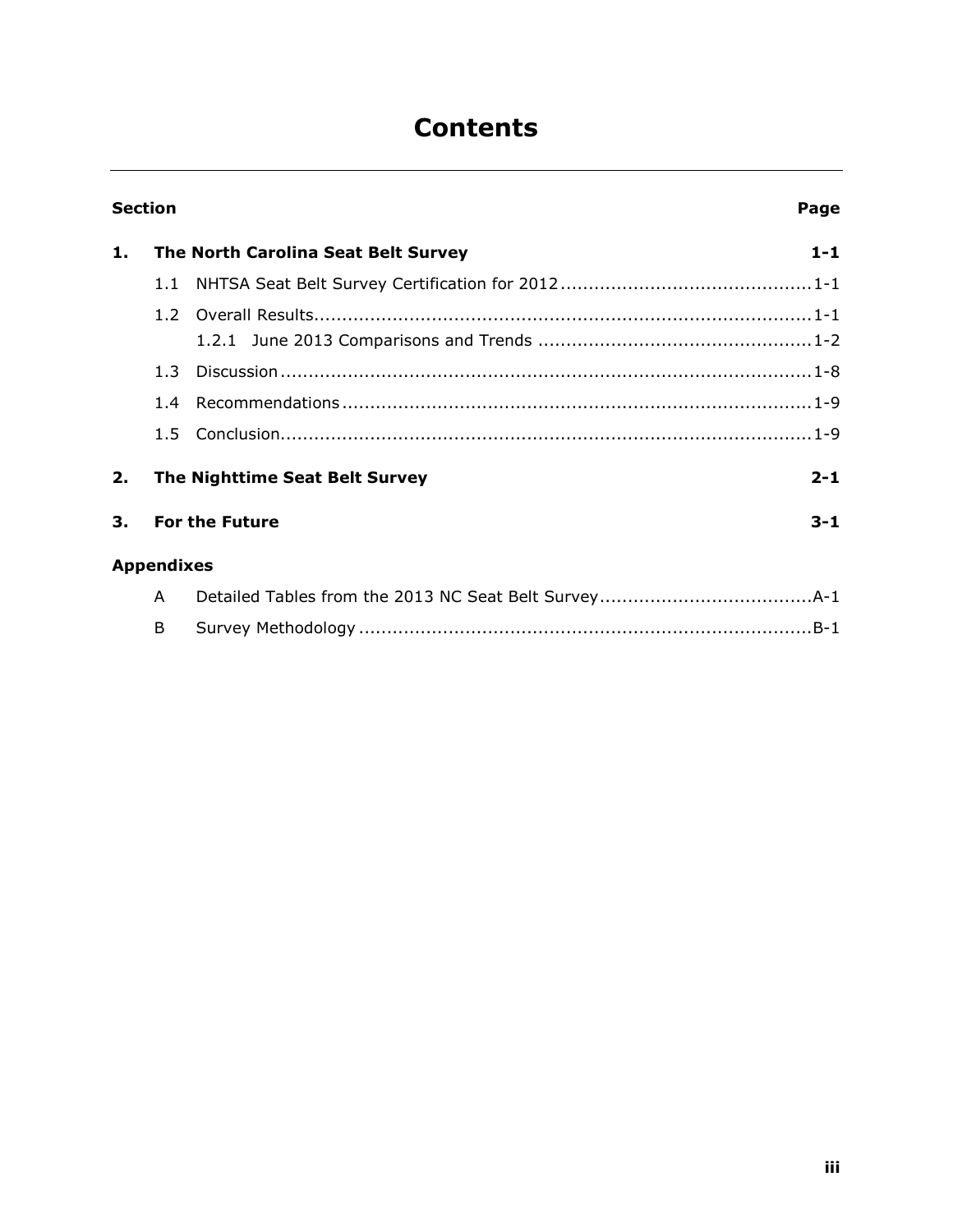# Contents

| Section | | Page |
|---|---|---|
| **1.** | **The North Carolina Seat Belt Survey** | **1-1** |
| | 1.1 NHTSA Seat Belt Survey Certification for 2012 | 1-1 |
| | 1.2 Overall Results | 1-1 |
| | 1.2.1 June 2013 Comparisons and Trends | 1-2 |
| | 1.3 Discussion | 1-8 |
| | 1.4 Recommendations | 1-9 |
| | 1.5 Conclusion | 1-9 |
| **2.** | **The Nighttime Seat Belt Survey** | **2-1** |
| **3.** | **For the Future** | **3-1** |
| **Appendixes** | | |
| | A Detailed Tables from the 2013 NC Seat Belt Survey | A-1 |
| | B Survey Methodology | B-1 |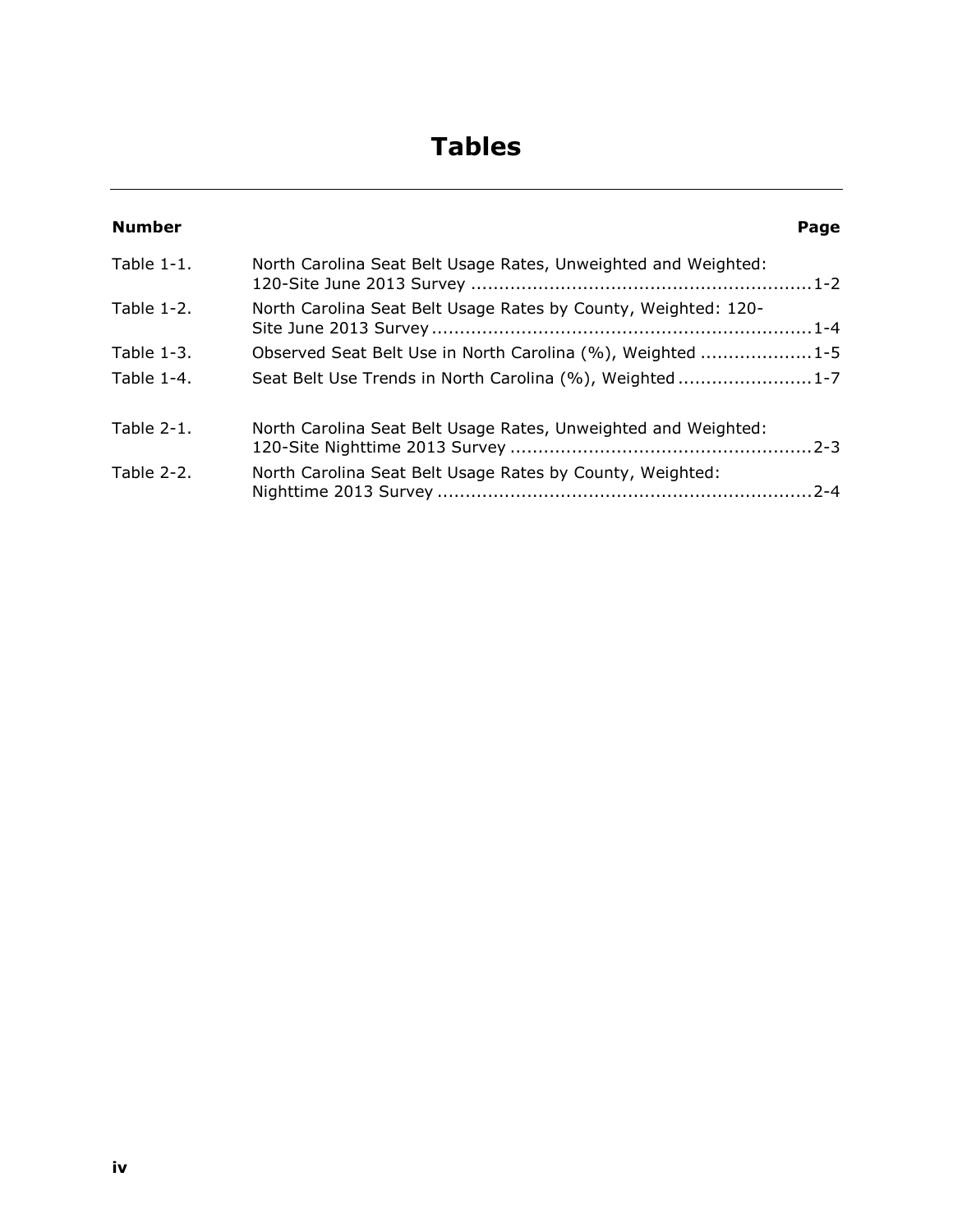# Tables

| Number | | Page |
|---|---|---|
| Table 1-1. | North Carolina Seat Belt Usage Rates, Unweighted and Weighted: 120-Site June 2013 Survey | 1-2 |
| Table 1-2. | North Carolina Seat Belt Usage Rates by County, Weighted: 120-Site June 2013 Survey | 1-4 |
| Table 1-3. | Observed Seat Belt Use in North Carolina (%), Weighted | 1-5 |
| Table 1-4. | Seat Belt Use Trends in North Carolina (%), Weighted | 1-7 |
| Table 2-1. | North Carolina Seat Belt Usage Rates, Unweighted and Weighted: 120-Site Nighttime 2013 Survey | 2-3 |
| Table 2-2. | North Carolina Seat Belt Usage Rates by County, Weighted: Nighttime 2013 Survey | 2-4 |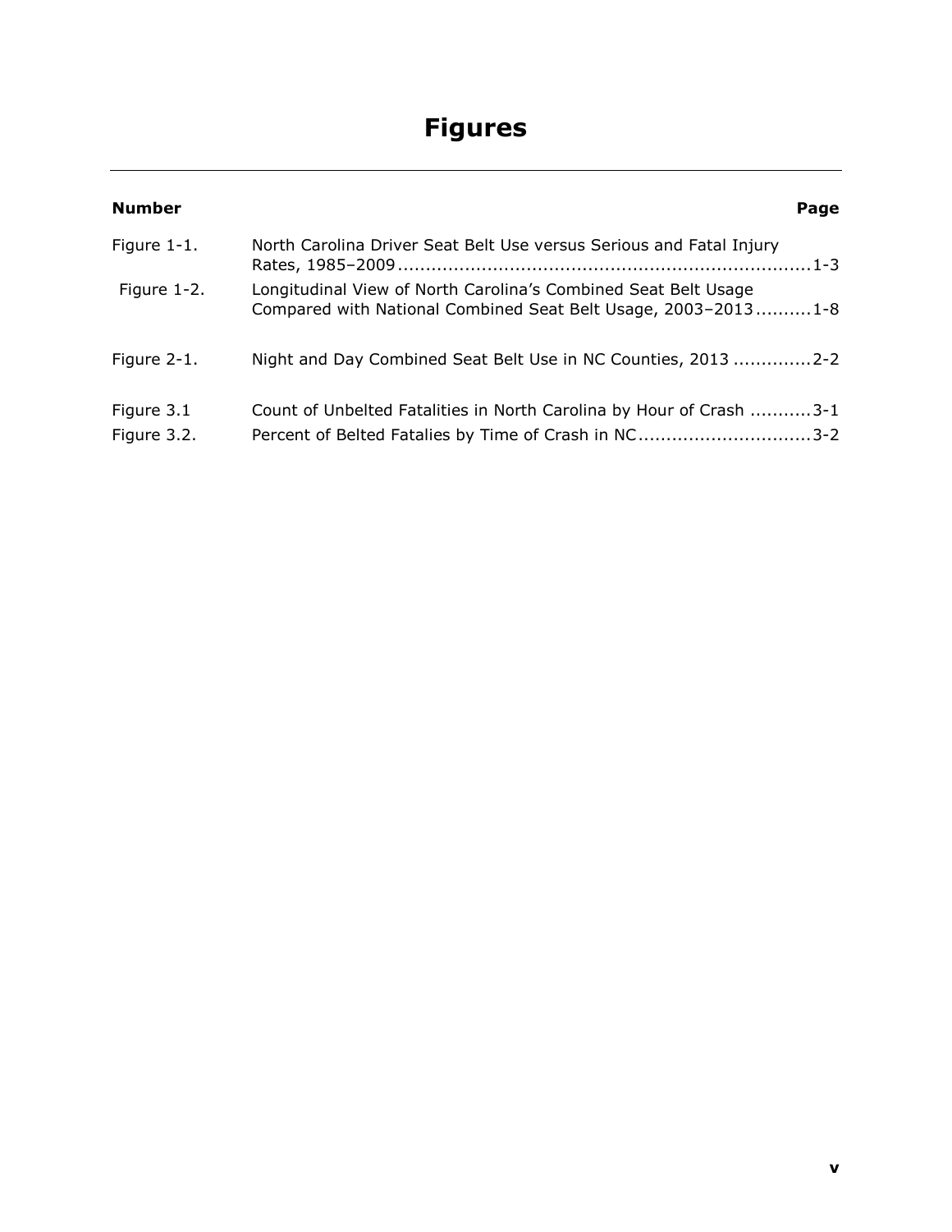# Figures

| Number | | Page |
|---|---|---|
| Figure 1-1. | North Carolina Driver Seat Belt Use versus Serious and Fatal Injury Rates, 1985–2009 | 1-3 |
| Figure 1-2. | Longitudinal View of North Carolina's Combined Seat Belt Usage Compared with National Combined Seat Belt Usage, 2003–2013 | 1-8 |
| Figure 2-1. | Night and Day Combined Seat Belt Use in NC Counties, 2013 | 2-2 |
| Figure 3.1 | Count of Unbelted Fatalities in North Carolina by Hour of Crash | 3-1 |
| Figure 3.2. | Percent of Belted Fatalies by Time of Crash in NC | 3-2 |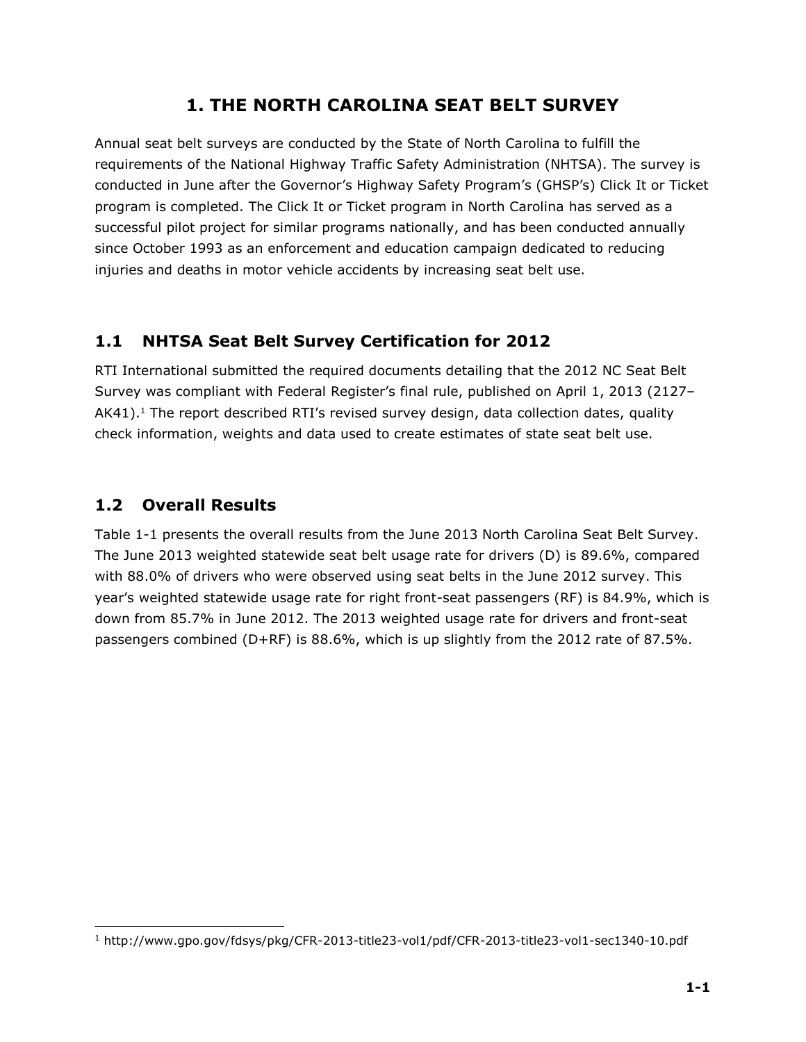# 1. THE NORTH CAROLINA SEAT BELT SURVEY

Annual seat belt surveys are conducted by the State of North Carolina to fulfill the requirements of the National Highway Traffic Safety Administration (NHTSA). The survey is conducted in June after the Governor's Highway Safety Program's (GHSP's) Click It or Ticket program is completed. The Click It or Ticket program in North Carolina has served as a successful pilot project for similar programs nationally, and has been conducted annually since October 1993 as an enforcement and education campaign dedicated to reducing injuries and deaths in motor vehicle accidents by increasing seat belt use.

## 1.1 NHTSA Seat Belt Survey Certification for 2012

RTI International submitted the required documents detailing that the 2012 NC Seat Belt Survey was compliant with Federal Register's final rule, published on April 1, 2013 (2127–AK41).[1] The report described RTI's revised survey design, data collection dates, quality check information, weights and data used to create estimates of state seat belt use.

## 1.2 Overall Results

Table 1-1 presents the overall results from the June 2013 North Carolina Seat Belt Survey. The June 2013 weighted statewide seat belt usage rate for drivers (D) is 89.6%, compared with 88.0% of drivers who were observed using seat belts in the June 2012 survey. This year's weighted statewide usage rate for right front-seat passengers (RF) is 84.9%, which is down from 85.7% in June 2012. The 2013 weighted usage rate for drivers and front-seat passengers combined (D+RF) is 88.6%, which is up slightly from the 2012 rate of 87.5%.

---

[1] http://www.gpo.gov/fdsys/pkg/CFR-2013-title23-vol1/pdf/CFR-2013-title23-vol1-sec1340-10.pdf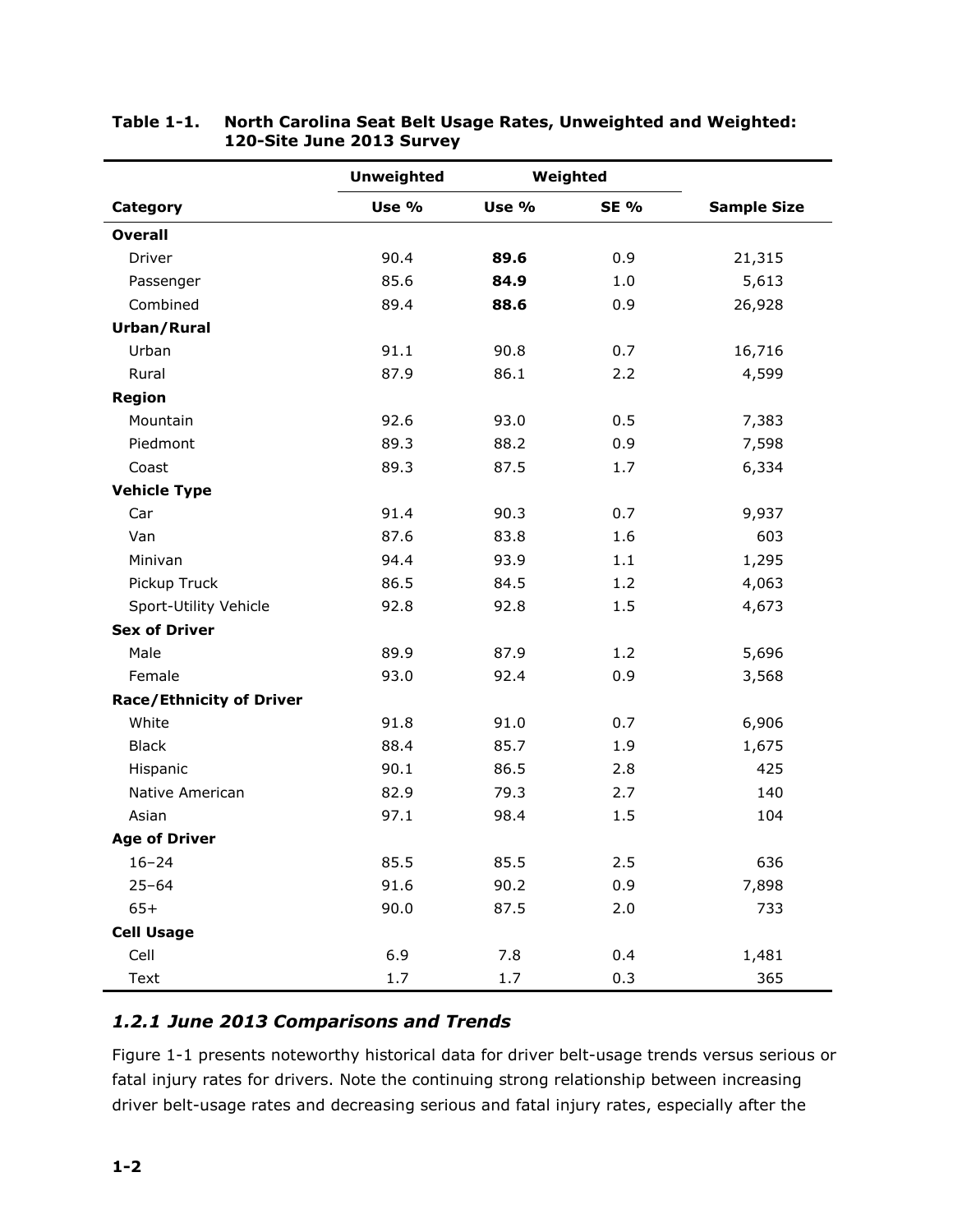**Table 1-1. North Carolina Seat Belt Usage Rates, Unweighted and Weighted: 120-Site June 2013 Survey**

| | Unweighted | Weighted | | |
|---|---|---|---|---|
| **Category** | **Use %** | **Use %** | **SE %** | **Sample Size** |
| **Overall** | | | | |
| Driver | 90.4 | **89.6** | 0.9 | 21,315 |
| Passenger | 85.6 | **84.9** | 1.0 | 5,613 |
| Combined | 89.4 | **88.6** | 0.9 | 26,928 |
| **Urban/Rural** | | | | |
| Urban | 91.1 | 90.8 | 0.7 | 16,716 |
| Rural | 87.9 | 86.1 | 2.2 | 4,599 |
| **Region** | | | | |
| Mountain | 92.6 | 93.0 | 0.5 | 7,383 |
| Piedmont | 89.3 | 88.2 | 0.9 | 7,598 |
| Coast | 89.3 | 87.5 | 1.7 | 6,334 |
| **Vehicle Type** | | | | |
| Car | 91.4 | 90.3 | 0.7 | 9,937 |
| Van | 87.6 | 83.8 | 1.6 | 603 |
| Minivan | 94.4 | 93.9 | 1.1 | 1,295 |
| Pickup Truck | 86.5 | 84.5 | 1.2 | 4,063 |
| Sport-Utility Vehicle | 92.8 | 92.8 | 1.5 | 4,673 |
| **Sex of Driver** | | | | |
| Male | 89.9 | 87.9 | 1.2 | 5,696 |
| Female | 93.0 | 92.4 | 0.9 | 3,568 |
| **Race/Ethnicity of Driver** | | | | |
| White | 91.8 | 91.0 | 0.7 | 6,906 |
| Black | 88.4 | 85.7 | 1.9 | 1,675 |
| Hispanic | 90.1 | 86.5 | 2.8 | 425 |
| Native American | 82.9 | 79.3 | 2.7 | 140 |
| Asian | 97.1 | 98.4 | 1.5 | 104 |
| **Age of Driver** | | | | |
| 16–24 | 85.5 | 85.5 | 2.5 | 636 |
| 25–64 | 91.6 | 90.2 | 0.9 | 7,898 |
| 65+ | 90.0 | 87.5 | 2.0 | 733 |
| **Cell Usage** | | | | |
| Cell | 6.9 | 7.8 | 0.4 | 1,481 |
| Text | 1.7 | 1.7 | 0.3 | 365 |

### *1.2.1 June 2013 Comparisons and Trends*

Figure 1-1 presents noteworthy historical data for driver belt-usage trends versus serious or fatal injury rates for drivers. Note the continuing strong relationship between increasing driver belt-usage rates and decreasing serious and fatal injury rates, especially after the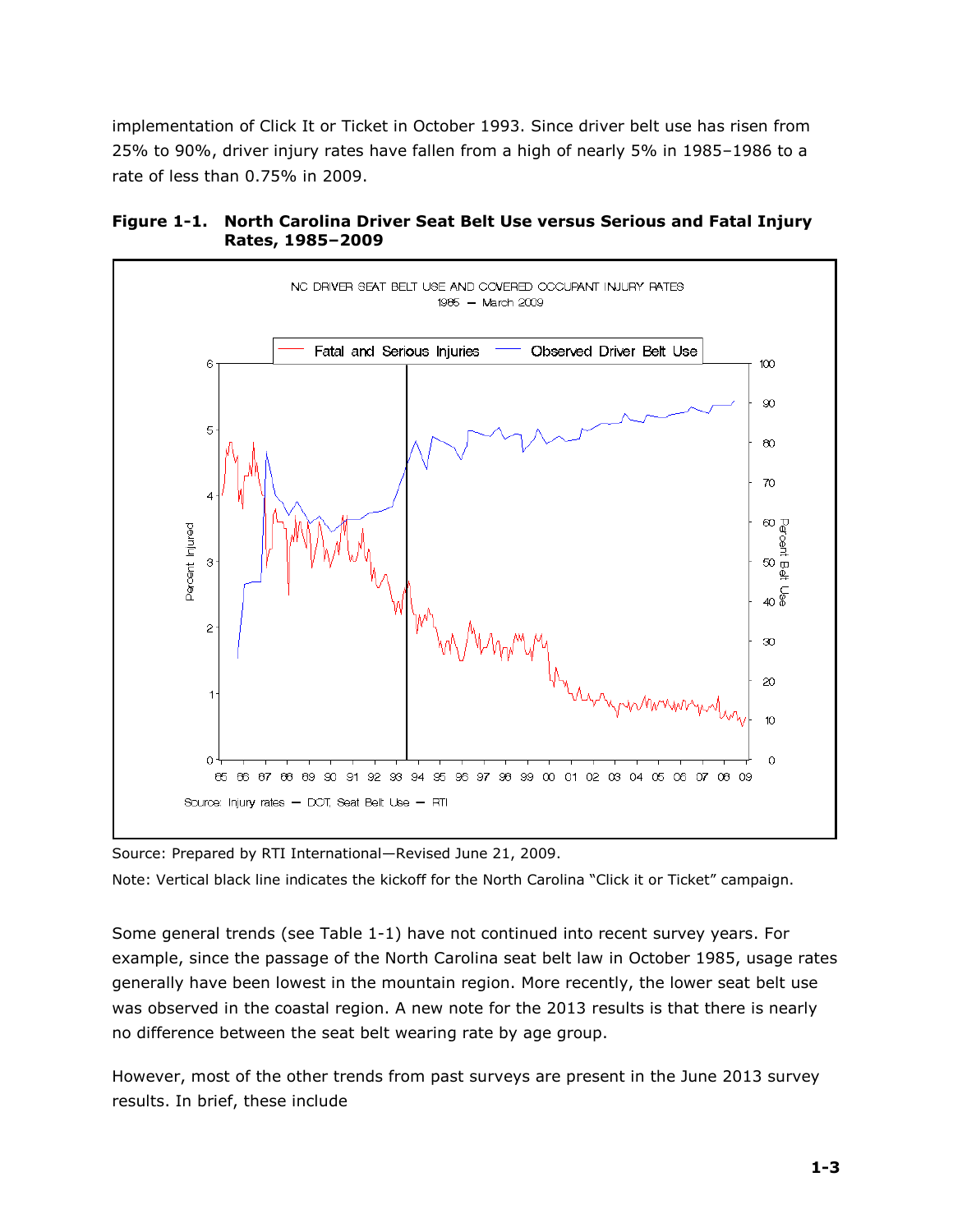implementation of Click It or Ticket in October 1993. Since driver belt use has risen from 25% to 90%, driver injury rates have fallen from a high of nearly 5% in 1985–1986 to a rate of less than 0.75% in 2009.

**Figure 1-1. North Carolina Driver Seat Belt Use versus Serious and Fatal Injury Rates, 1985–2009**

NC DRIVER SEAT BELT USE AND COVERED OCCUPANT INJURY RATES
1985 – March 2009

Fatal and Serious Injuries
Observed Driver Belt Use

Percent Injured
0 1 2 3 4 5 6

Percent Belt Use
0 10 20 30 40 50 60 70 80 90 100

85 86 87 88 89 90 91 92 93 94 95 96 97 98 99 00 01 02 03 04 05 06 07 08 09

Source: Injury rates – DOT, Seat Belt Use – RTI

Source: Prepared by RTI International—Revised June 21, 2009.

Note: Vertical black line indicates the kickoff for the North Carolina "Click it or Ticket" campaign.

Some general trends (see Table 1-1) have not continued into recent survey years. For example, since the passage of the North Carolina seat belt law in October 1985, usage rates generally have been lowest in the mountain region. More recently, the lower seat belt use was observed in the coastal region. A new note for the 2013 results is that there is nearly no difference between the seat belt wearing rate by age group.

However, most of the other trends from past surveys are present in the June 2013 survey results. In brief, these include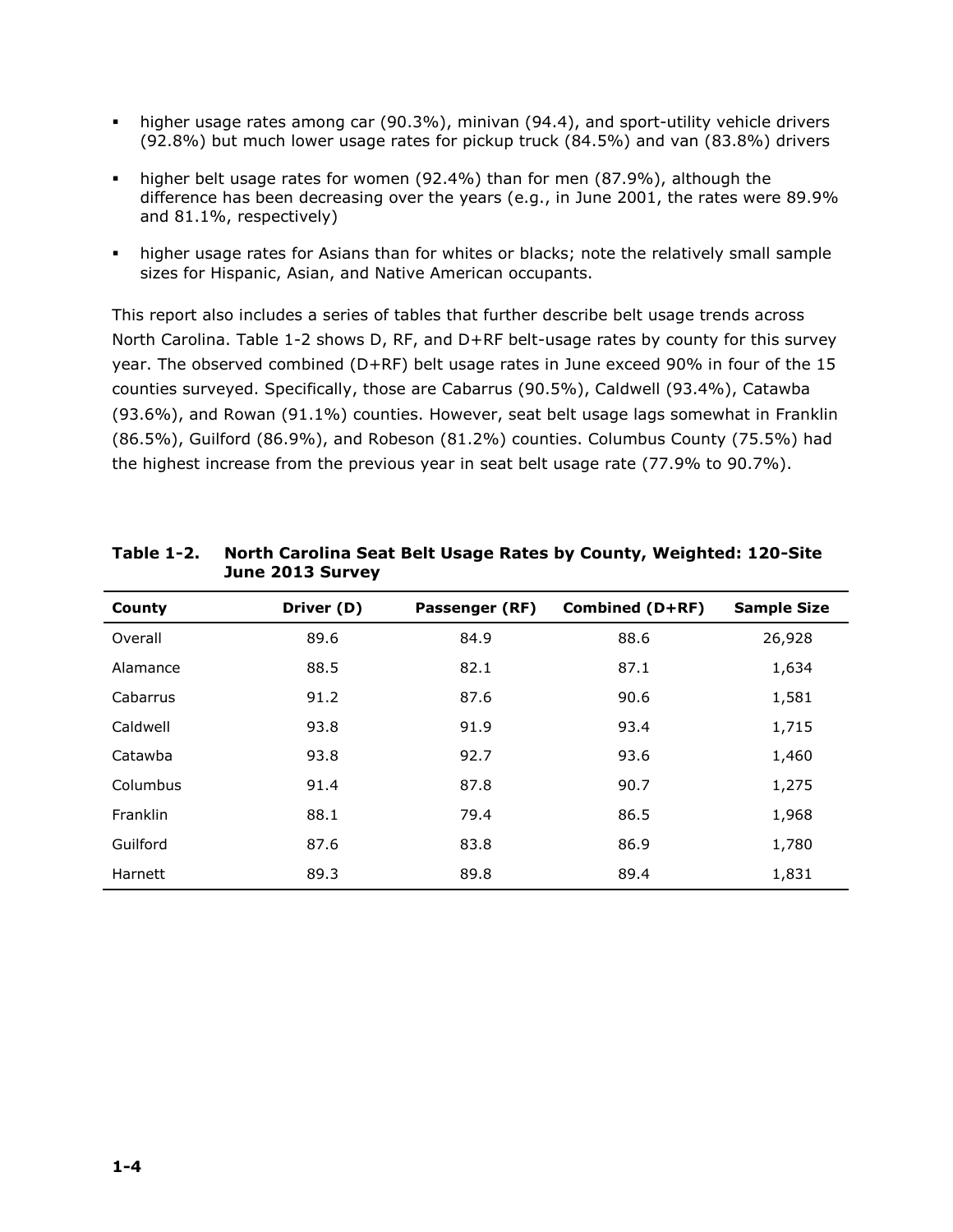- higher usage rates among car (90.3%), minivan (94.4), and sport-utility vehicle drivers (92.8%) but much lower usage rates for pickup truck (84.5%) and van (83.8%) drivers
- higher belt usage rates for women (92.4%) than for men (87.9%), although the difference has been decreasing over the years (e.g., in June 2001, the rates were 89.9% and 81.1%, respectively)
- higher usage rates for Asians than for whites or blacks; note the relatively small sample sizes for Hispanic, Asian, and Native American occupants.

This report also includes a series of tables that further describe belt usage trends across North Carolina. Table 1-2 shows D, RF, and D+RF belt-usage rates by county for this survey year. The observed combined (D+RF) belt usage rates in June exceed 90% in four of the 15 counties surveyed. Specifically, those are Cabarrus (90.5%), Caldwell (93.4%), Catawba (93.6%), and Rowan (91.1%) counties. However, seat belt usage lags somewhat in Franklin (86.5%), Guilford (86.9%), and Robeson (81.2%) counties. Columbus County (75.5%) had the highest increase from the previous year in seat belt usage rate (77.9% to 90.7%).

**Table 1-2. North Carolina Seat Belt Usage Rates by County, Weighted: 120-Site June 2013 Survey**

| County | Driver (D) | Passenger (RF) | Combined (D+RF) | Sample Size |
|---|---|---|---|---|
| Overall | 89.6 | 84.9 | 88.6 | 26,928 |
| Alamance | 88.5 | 82.1 | 87.1 | 1,634 |
| Cabarrus | 91.2 | 87.6 | 90.6 | 1,581 |
| Caldwell | 93.8 | 91.9 | 93.4 | 1,715 |
| Catawba | 93.8 | 92.7 | 93.6 | 1,460 |
| Columbus | 91.4 | 87.8 | 90.7 | 1,275 |
| Franklin | 88.1 | 79.4 | 86.5 | 1,968 |
| Guilford | 87.6 | 83.8 | 86.9 | 1,780 |
| Harnett | 89.3 | 89.8 | 89.4 | 1,831 |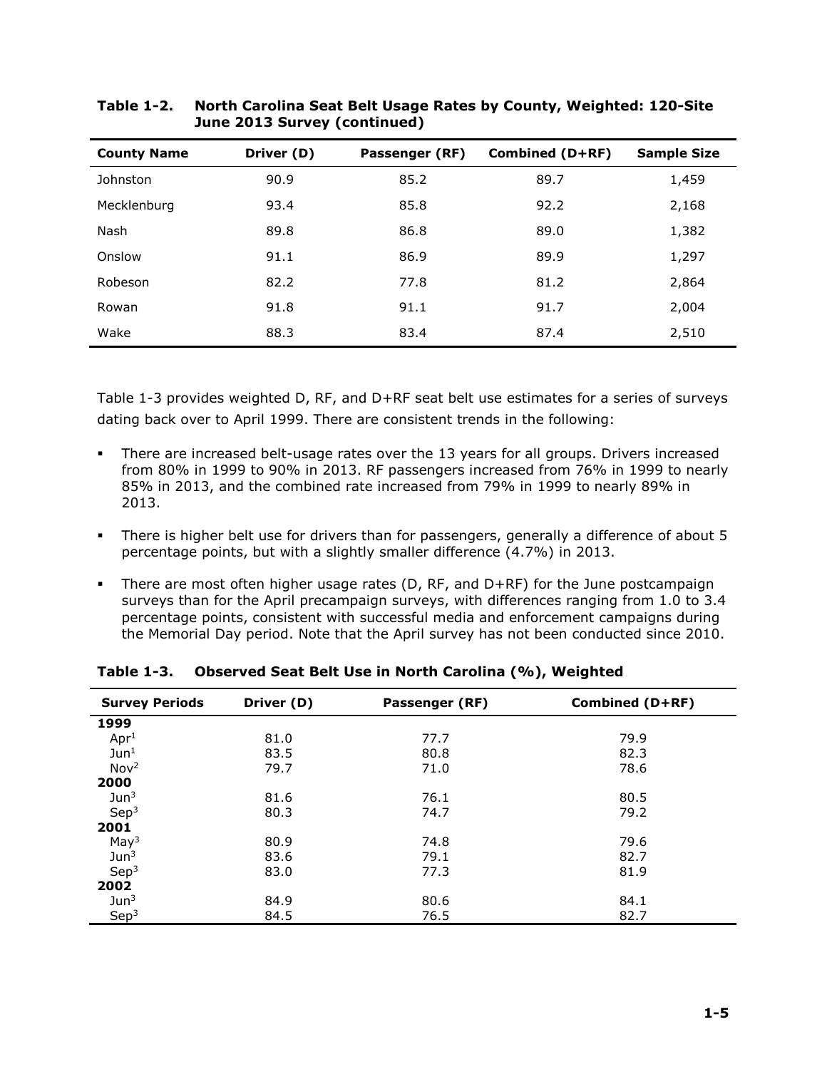**Table 1-2. North Carolina Seat Belt Usage Rates by County, Weighted: 120-Site June 2013 Survey (continued)**

| County Name | Driver (D) | Passenger (RF) | Combined (D+RF) | Sample Size |
|---|---|---|---|---|
| Johnston | 90.9 | 85.2 | 89.7 | 1,459 |
| Mecklenburg | 93.4 | 85.8 | 92.2 | 2,168 |
| Nash | 89.8 | 86.8 | 89.0 | 1,382 |
| Onslow | 91.1 | 86.9 | 89.9 | 1,297 |
| Robeson | 82.2 | 77.8 | 81.2 | 2,864 |
| Rowan | 91.8 | 91.1 | 91.7 | 2,004 |
| Wake | 88.3 | 83.4 | 87.4 | 2,510 |

Table 1-3 provides weighted D, RF, and D+RF seat belt use estimates for a series of surveys dating back over to April 1999. There are consistent trends in the following:

- There are increased belt-usage rates over the 13 years for all groups. Drivers increased from 80% in 1999 to 90% in 2013. RF passengers increased from 76% in 1999 to nearly 85% in 2013, and the combined rate increased from 79% in 1999 to nearly 89% in 2013.
- There is higher belt use for drivers than for passengers, generally a difference of about 5 percentage points, but with a slightly smaller difference (4.7%) in 2013.
- There are most often higher usage rates (D, RF, and D+RF) for the June postcampaign surveys than for the April precampaign surveys, with differences ranging from 1.0 to 3.4 percentage points, consistent with successful media and enforcement campaigns during the Memorial Day period. Note that the April survey has not been conducted since 2010.

**Table 1-3. Observed Seat Belt Use in North Carolina (%), Weighted**

| Survey Periods | Driver (D) | Passenger (RF) | Combined (D+RF) |
|---|---|---|---|
| **1999** | | | |
| Apr[1] | 81.0 | 77.7 | 79.9 |
| Jun[1] | 83.5 | 80.8 | 82.3 |
| Nov[2] | 79.7 | 71.0 | 78.6 |
| **2000** | | | |
| Jun[3] | 81.6 | 76.1 | 80.5 |
| Sep[3] | 80.3 | 74.7 | 79.2 |
| **2001** | | | |
| May[3] | 80.9 | 74.8 | 79.6 |
| Jun[3] | 83.6 | 79.1 | 82.7 |
| Sep[3] | 83.0 | 77.3 | 81.9 |
| **2002** | | | |
| Jun[3] | 84.9 | 80.6 | 84.1 |
| Sep[3] | 84.5 | 76.5 | 82.7 |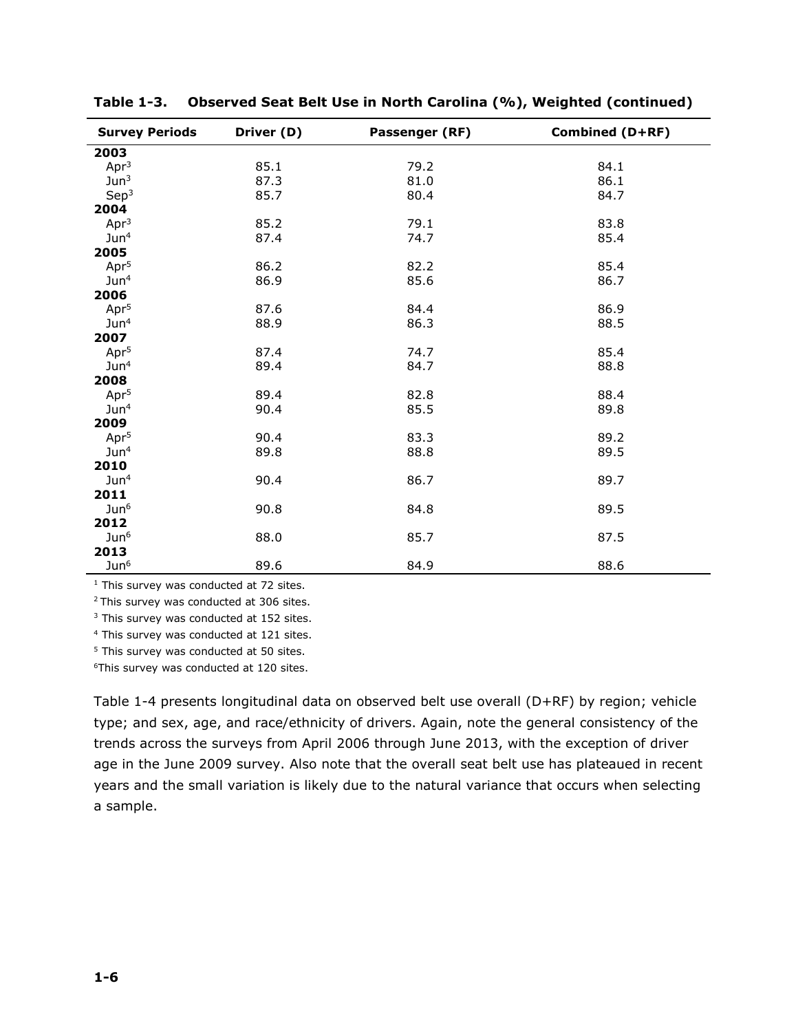**Table 1-3. Observed Seat Belt Use in North Carolina (%), Weighted (continued)**

| Survey Periods | Driver (D) | Passenger (RF) | Combined (D+RF) |
|---|---|---|---|
| **2003** | | | |
| Apr[3] | 85.1 | 79.2 | 84.1 |
| Jun[3] | 87.3 | 81.0 | 86.1 |
| Sep[3] | 85.7 | 80.4 | 84.7 |
| **2004** | | | |
| Apr[3] | 85.2 | 79.1 | 83.8 |
| Jun[4] | 87.4 | 74.7 | 85.4 |
| **2005** | | | |
| Apr[5] | 86.2 | 82.2 | 85.4 |
| Jun[4] | 86.9 | 85.6 | 86.7 |
| **2006** | | | |
| Apr[5] | 87.6 | 84.4 | 86.9 |
| Jun[4] | 88.9 | 86.3 | 88.5 |
| **2007** | | | |
| Apr[5] | 87.4 | 74.7 | 85.4 |
| Jun[4] | 89.4 | 84.7 | 88.8 |
| **2008** | | | |
| Apr[5] | 89.4 | 82.8 | 88.4 |
| Jun[4] | 90.4 | 85.5 | 89.8 |
| **2009** | | | |
| Apr[5] | 90.4 | 83.3 | 89.2 |
| Jun[4] | 89.8 | 88.8 | 89.5 |
| **2010** | | | |
| Jun[4] | 90.4 | 86.7 | 89.7 |
| **2011** | | | |
| Jun[6] | 90.8 | 84.8 | 89.5 |
| **2012** | | | |
| Jun[6] | 88.0 | 85.7 | 87.5 |
| **2013** | | | |
| Jun[6] | 89.6 | 84.9 | 88.6 |

[1] This survey was conducted at 72 sites.

[2] This survey was conducted at 306 sites.

[3] This survey was conducted at 152 sites.

[4] This survey was conducted at 121 sites.

[5] This survey was conducted at 50 sites.

[6] This survey was conducted at 120 sites.

Table 1-4 presents longitudinal data on observed belt use overall (D+RF) by region; vehicle type; and sex, age, and race/ethnicity of drivers. Again, note the general consistency of the trends across the surveys from April 2006 through June 2013, with the exception of driver age in the June 2009 survey. Also note that the overall seat belt use has plateaued in recent years and the small variation is likely due to the natural variance that occurs when selecting a sample.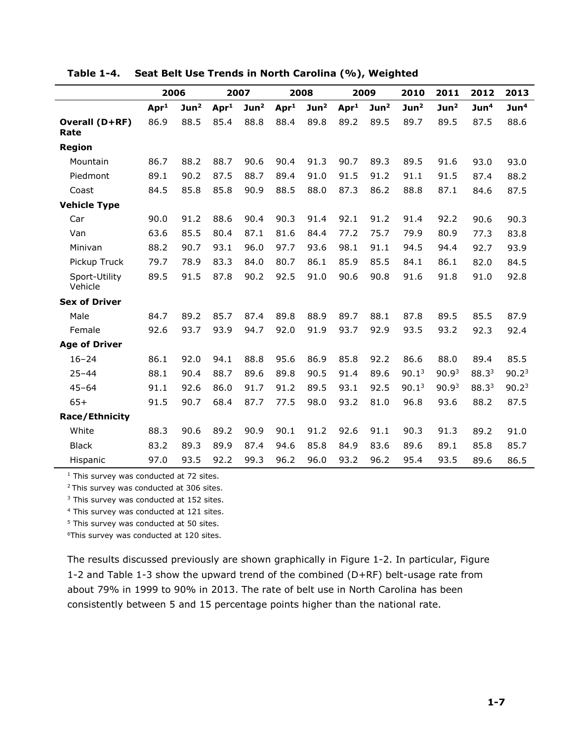**Table 1-4. Seat Belt Use Trends in North Carolina (%), Weighted**

| | 2006 | | 2007 | | 2008 | | 2009 | | 2010 | 2011 | 2012 | 2013 |
|---|---|---|---|---|---|---|---|---|---|---|---|---|
| | Apr[1] | Jun[2] | Apr[1] | Jun[2] | Apr[1] | Jun[2] | Apr[1] | Jun[2] | Jun[2] | Jun[2] | Jun[4] | Jun[4] |
| **Overall (D+RF) Rate** | 86.9 | 88.5 | 85.4 | 88.8 | 88.4 | 89.8 | 89.2 | 89.5 | 89.7 | 89.5 | 87.5 | 88.6 |
| **Region** | | | | | | | | | | | | |
| Mountain | 86.7 | 88.2 | 88.7 | 90.6 | 90.4 | 91.3 | 90.7 | 89.3 | 89.5 | 91.6 | 93.0 | 93.0 |
| Piedmont | 89.1 | 90.2 | 87.5 | 88.7 | 89.4 | 91.0 | 91.5 | 91.2 | 91.1 | 91.5 | 87.4 | 88.2 |
| Coast | 84.5 | 85.8 | 85.8 | 90.9 | 88.5 | 88.0 | 87.3 | 86.2 | 88.8 | 87.1 | 84.6 | 87.5 |
| **Vehicle Type** | | | | | | | | | | | | |
| Car | 90.0 | 91.2 | 88.6 | 90.4 | 90.3 | 91.4 | 92.1 | 91.2 | 91.4 | 92.2 | 90.6 | 90.3 |
| Van | 63.6 | 85.5 | 80.4 | 87.1 | 81.6 | 84.4 | 77.2 | 75.7 | 79.9 | 80.9 | 77.3 | 83.8 |
| Minivan | 88.2 | 90.7 | 93.1 | 96.0 | 97.7 | 93.6 | 98.1 | 91.1 | 94.5 | 94.4 | 92.7 | 93.9 |
| Pickup Truck | 79.7 | 78.9 | 83.3 | 84.0 | 80.7 | 86.1 | 85.9 | 85.5 | 84.1 | 86.1 | 82.0 | 84.5 |
| Sport-Utility Vehicle | 89.5 | 91.5 | 87.8 | 90.2 | 92.5 | 91.0 | 90.6 | 90.8 | 91.6 | 91.8 | 91.0 | 92.8 |
| **Sex of Driver** | | | | | | | | | | | | |
| Male | 84.7 | 89.2 | 85.7 | 87.4 | 89.8 | 88.9 | 89.7 | 88.1 | 87.8 | 89.5 | 85.5 | 87.9 |
| Female | 92.6 | 93.7 | 93.9 | 94.7 | 92.0 | 91.9 | 93.7 | 92.9 | 93.5 | 93.2 | 92.3 | 92.4 |
| **Age of Driver** | | | | | | | | | | | | |
| 16–24 | 86.1 | 92.0 | 94.1 | 88.8 | 95.6 | 86.9 | 85.8 | 92.2 | 86.6 | 88.0 | 89.4 | 85.5 |
| 25–44 | 88.1 | 90.4 | 88.7 | 89.6 | 89.8 | 90.5 | 91.4 | 89.6 | 90.1[3] | 90.9[3] | 88.3[3] | 90.2[3] |
| 45–64 | 91.1 | 92.6 | 86.0 | 91.7 | 91.2 | 89.5 | 93.1 | 92.5 | 90.1[3] | 90.9[3] | 88.3[3] | 90.2[3] |
| 65+ | 91.5 | 90.7 | 68.4 | 87.7 | 77.5 | 98.0 | 93.2 | 81.0 | 96.8 | 93.6 | 88.2 | 87.5 |
| **Race/Ethnicity** | | | | | | | | | | | | |
| White | 88.3 | 90.6 | 89.2 | 90.9 | 90.1 | 91.2 | 92.6 | 91.1 | 90.3 | 91.3 | 89.2 | 91.0 |
| Black | 83.2 | 89.3 | 89.9 | 87.4 | 94.6 | 85.8 | 84.9 | 83.6 | 89.6 | 89.1 | 85.8 | 85.7 |
| Hispanic | 97.0 | 93.5 | 92.2 | 99.3 | 96.2 | 96.0 | 93.2 | 96.2 | 95.4 | 93.5 | 89.6 | 86.5 |

[1] This survey was conducted at 72 sites.
[2] This survey was conducted at 306 sites.
[3] This survey was conducted at 152 sites.
[4] This survey was conducted at 121 sites.
[5] This survey was conducted at 50 sites.
[6] This survey was conducted at 120 sites.

The results discussed previously are shown graphically in Figure 1-2. In particular, Figure 1-2 and Table 1-3 show the upward trend of the combined (D+RF) belt-usage rate from about 79% in 1999 to 90% in 2013. The rate of belt use in North Carolina has been consistently between 5 and 15 percentage points higher than the national rate.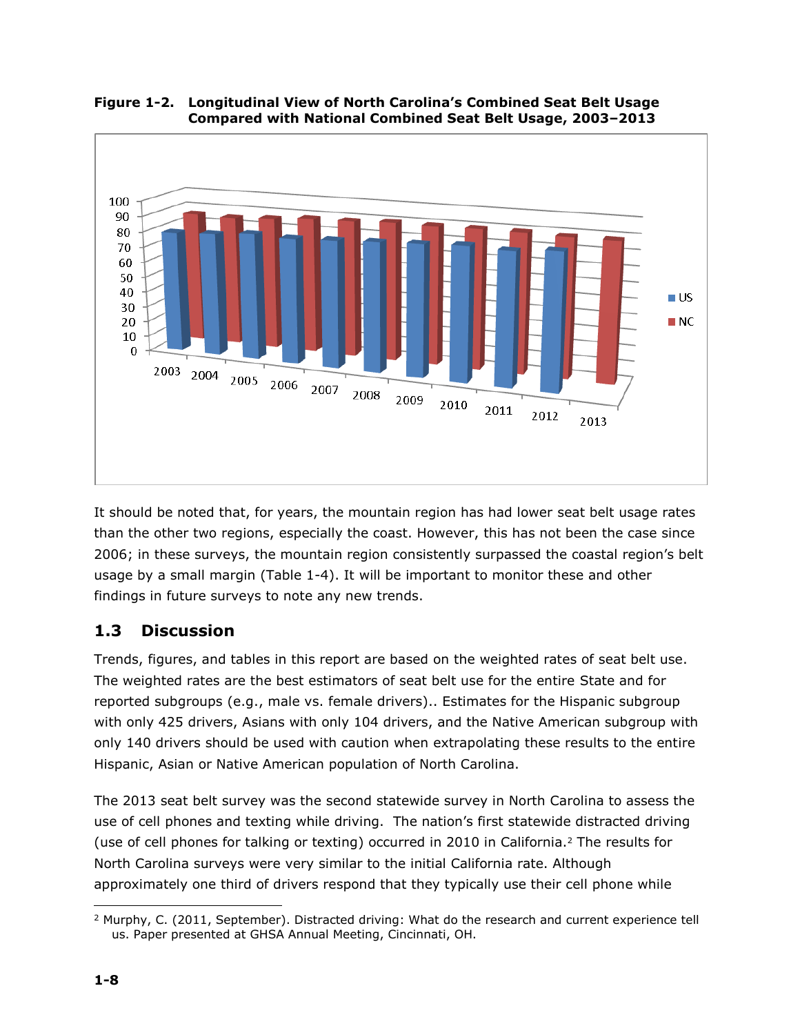**Figure 1-2. Longitudinal View of North Carolina's Combined Seat Belt Usage Compared with National Combined Seat Belt Usage, 2003–2013**

100
90
80
70
60
50
40
30
20
10
0

2003 2004 2005 2006 2007 2008 2009 2010 2011 2012 2013

US
NC

It should be noted that, for years, the mountain region has had lower seat belt usage rates than the other two regions, especially the coast. However, this has not been the case since 2006; in these surveys, the mountain region consistently surpassed the coastal region's belt usage by a small margin (Table 1-4). It will be important to monitor these and other findings in future surveys to note any new trends.

## 1.3 Discussion

Trends, figures, and tables in this report are based on the weighted rates of seat belt use. The weighted rates are the best estimators of seat belt use for the entire State and for reported subgroups (e.g., male vs. female drivers).. Estimates for the Hispanic subgroup with only 425 drivers, Asians with only 104 drivers, and the Native American subgroup with only 140 drivers should be used with caution when extrapolating these results to the entire Hispanic, Asian or Native American population of North Carolina.

The 2013 seat belt survey was the second statewide survey in North Carolina to assess the use of cell phones and texting while driving. The nation's first statewide distracted driving (use of cell phones for talking or texting) occurred in 2010 in California.[2] The results for North Carolina surveys were very similar to the initial California rate. Although approximately one third of drivers respond that they typically use their cell phone while

[2] Murphy, C. (2011, September). Distracted driving: What do the research and current experience tell us. Paper presented at GHSA Annual Meeting, Cincinnati, OH.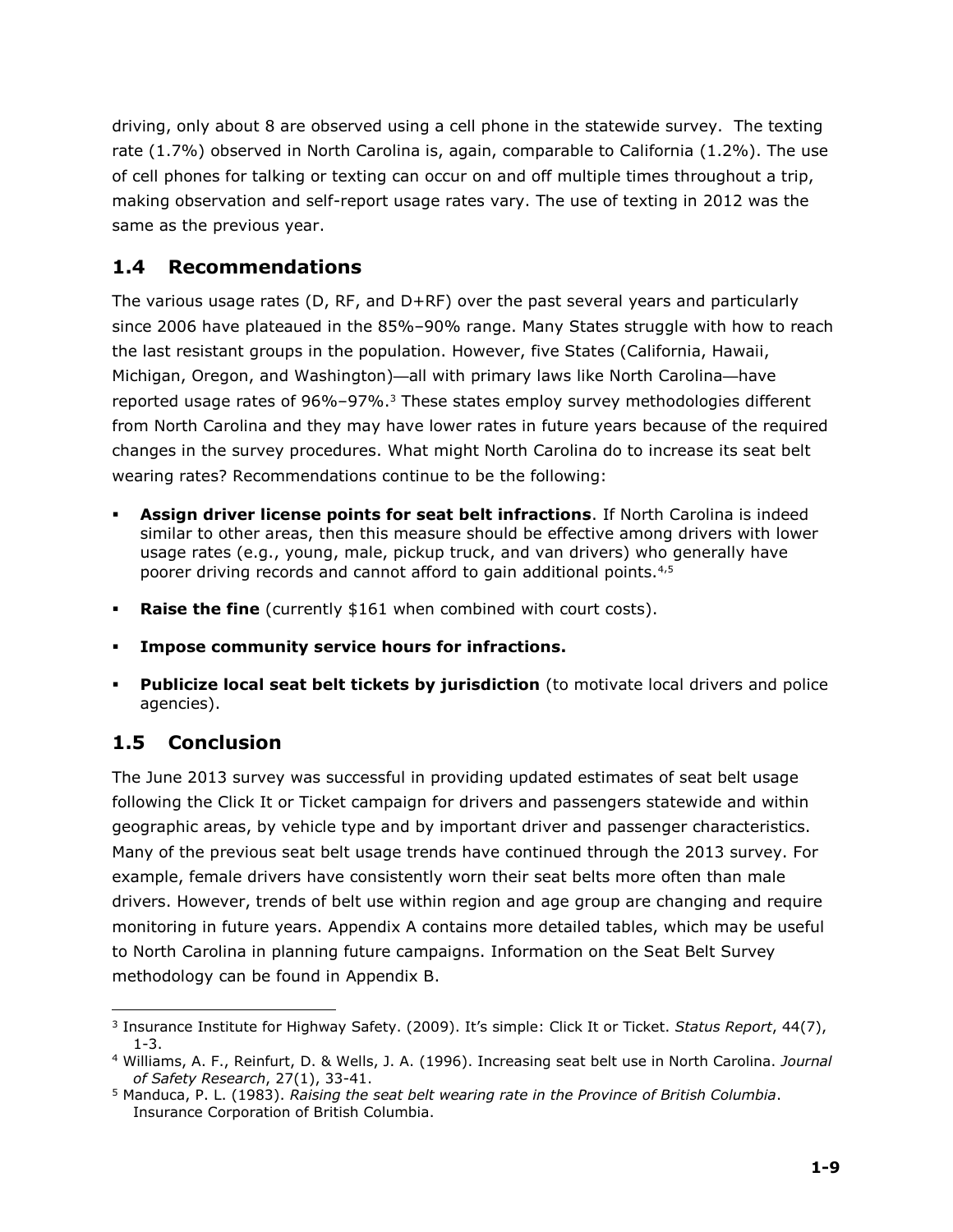driving, only about 8 are observed using a cell phone in the statewide survey. The texting rate (1.7%) observed in North Carolina is, again, comparable to California (1.2%). The use of cell phones for talking or texting can occur on and off multiple times throughout a trip, making observation and self-report usage rates vary. The use of texting in 2012 was the same as the previous year.

## 1.4 Recommendations

The various usage rates (D, RF, and D+RF) over the past several years and particularly since 2006 have plateaued in the 85%–90% range. Many States struggle with how to reach the last resistant groups in the population. However, five States (California, Hawaii, Michigan, Oregon, and Washington)—all with primary laws like North Carolina—have reported usage rates of 96%–97%.[3] These states employ survey methodologies different from North Carolina and they may have lower rates in future years because of the required changes in the survey procedures. What might North Carolina do to increase its seat belt wearing rates? Recommendations continue to be the following:

- **Assign driver license points for seat belt infractions**. If North Carolina is indeed similar to other areas, then this measure should be effective among drivers with lower usage rates (e.g., young, male, pickup truck, and van drivers) who generally have poorer driving records and cannot afford to gain additional points.[4,5]
- **Raise the fine** (currently $161 when combined with court costs).
- **Impose community service hours for infractions.**
- **Publicize local seat belt tickets by jurisdiction** (to motivate local drivers and police agencies).

## 1.5 Conclusion

The June 2013 survey was successful in providing updated estimates of seat belt usage following the Click It or Ticket campaign for drivers and passengers statewide and within geographic areas, by vehicle type and by important driver and passenger characteristics. Many of the previous seat belt usage trends have continued through the 2013 survey. For example, female drivers have consistently worn their seat belts more often than male drivers. However, trends of belt use within region and age group are changing and require monitoring in future years. Appendix A contains more detailed tables, which may be useful to North Carolina in planning future campaigns. Information on the Seat Belt Survey methodology can be found in Appendix B.

---

[3] Insurance Institute for Highway Safety. (2009). It's simple: Click It or Ticket. *Status Report*, 44(7), 1-3.

[4] Williams, A. F., Reinfurt, D. & Wells, J. A. (1996). Increasing seat belt use in North Carolina. *Journal of Safety Research*, 27(1), 33-41.

[5] Manduca, P. L. (1983). *Raising the seat belt wearing rate in the Province of British Columbia*. Insurance Corporation of British Columbia.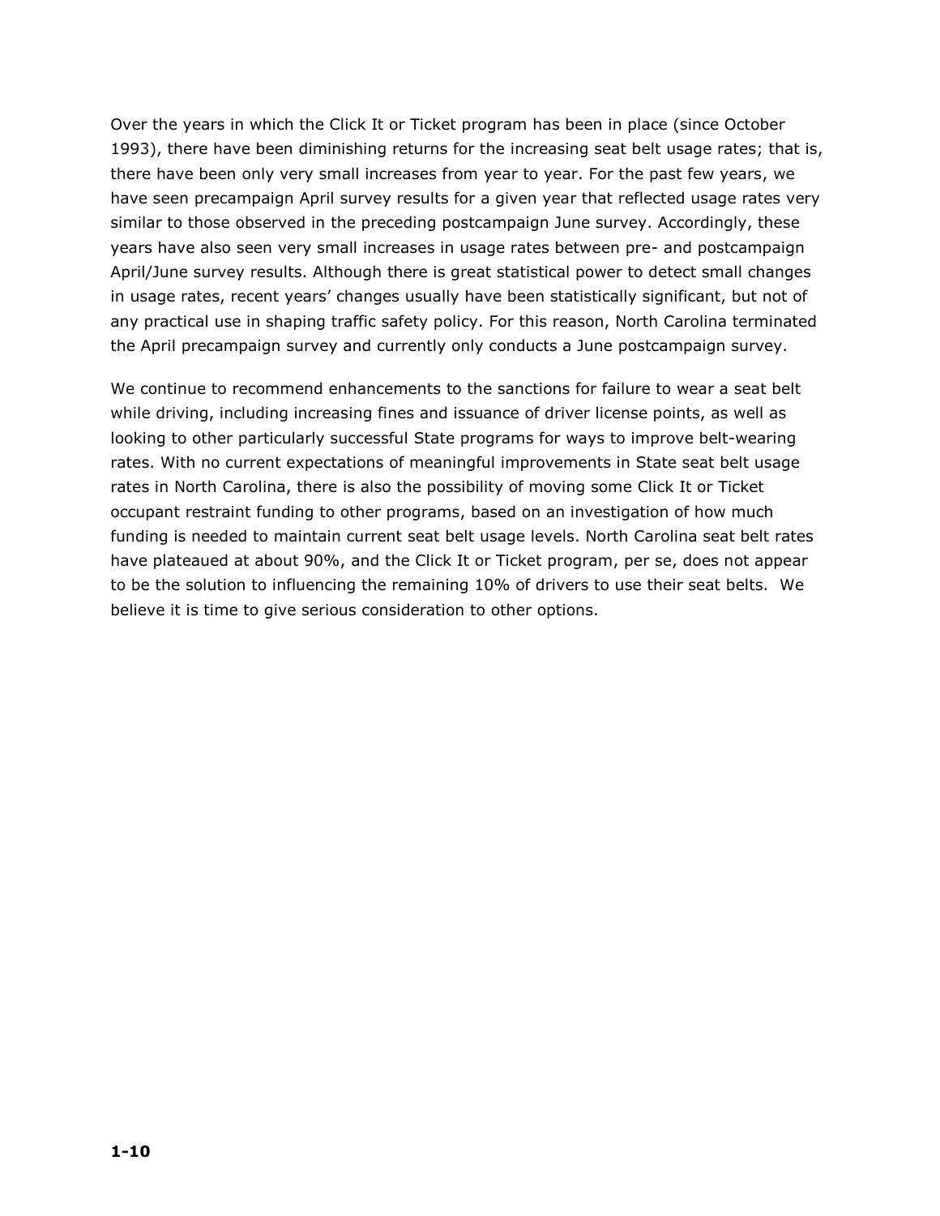Over the years in which the Click It or Ticket program has been in place (since October 1993), there have been diminishing returns for the increasing seat belt usage rates; that is, there have been only very small increases from year to year. For the past few years, we have seen precampaign April survey results for a given year that reflected usage rates very similar to those observed in the preceding postcampaign June survey. Accordingly, these years have also seen very small increases in usage rates between pre- and postcampaign April/June survey results. Although there is great statistical power to detect small changes in usage rates, recent years' changes usually have been statistically significant, but not of any practical use in shaping traffic safety policy. For this reason, North Carolina terminated the April precampaign survey and currently only conducts a June postcampaign survey.

We continue to recommend enhancements to the sanctions for failure to wear a seat belt while driving, including increasing fines and issuance of driver license points, as well as looking to other particularly successful State programs for ways to improve belt-wearing rates. With no current expectations of meaningful improvements in State seat belt usage rates in North Carolina, there is also the possibility of moving some Click It or Ticket occupant restraint funding to other programs, based on an investigation of how much funding is needed to maintain current seat belt usage levels. North Carolina seat belt rates have plateaued at about 90%, and the Click It or Ticket program, per se, does not appear to be the solution to influencing the remaining 10% of drivers to use their seat belts. We believe it is time to give serious consideration to other options.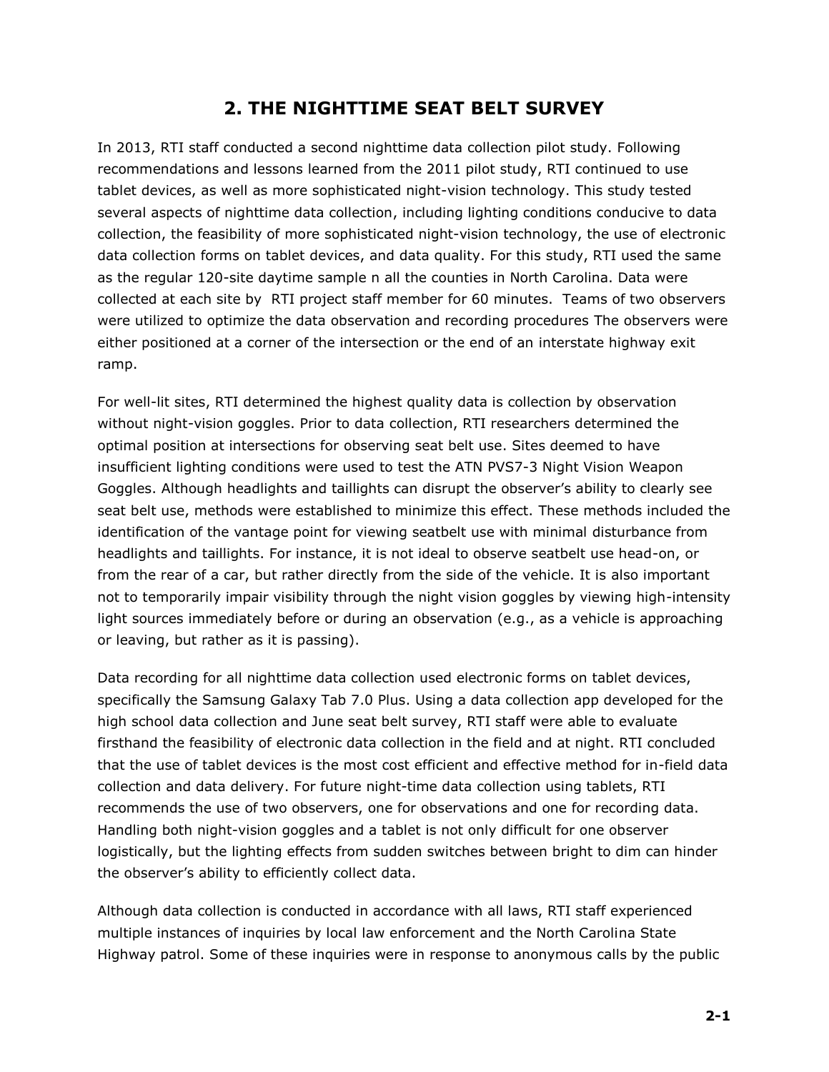## 2. THE NIGHTTIME SEAT BELT SURVEY

In 2013, RTI staff conducted a second nighttime data collection pilot study. Following recommendations and lessons learned from the 2011 pilot study, RTI continued to use tablet devices, as well as more sophisticated night-vision technology. This study tested several aspects of nighttime data collection, including lighting conditions conducive to data collection, the feasibility of more sophisticated night-vision technology, the use of electronic data collection forms on tablet devices, and data quality. For this study, RTI used the same as the regular 120-site daytime sample n all the counties in North Carolina. Data were collected at each site by RTI project staff member for 60 minutes. Teams of two observers were utilized to optimize the data observation and recording procedures The observers were either positioned at a corner of the intersection or the end of an interstate highway exit ramp.

For well-lit sites, RTI determined the highest quality data is collection by observation without night-vision goggles. Prior to data collection, RTI researchers determined the optimal position at intersections for observing seat belt use. Sites deemed to have insufficient lighting conditions were used to test the ATN PVS7-3 Night Vision Weapon Goggles. Although headlights and taillights can disrupt the observer's ability to clearly see seat belt use, methods were established to minimize this effect. These methods included the identification of the vantage point for viewing seatbelt use with minimal disturbance from headlights and taillights. For instance, it is not ideal to observe seatbelt use head-on, or from the rear of a car, but rather directly from the side of the vehicle. It is also important not to temporarily impair visibility through the night vision goggles by viewing high-intensity light sources immediately before or during an observation (e.g., as a vehicle is approaching or leaving, but rather as it is passing).

Data recording for all nighttime data collection used electronic forms on tablet devices, specifically the Samsung Galaxy Tab 7.0 Plus. Using a data collection app developed for the high school data collection and June seat belt survey, RTI staff were able to evaluate firsthand the feasibility of electronic data collection in the field and at night. RTI concluded that the use of tablet devices is the most cost efficient and effective method for in-field data collection and data delivery. For future night-time data collection using tablets, RTI recommends the use of two observers, one for observations and one for recording data. Handling both night-vision goggles and a tablet is not only difficult for one observer logistically, but the lighting effects from sudden switches between bright to dim can hinder the observer's ability to efficiently collect data.

Although data collection is conducted in accordance with all laws, RTI staff experienced multiple instances of inquiries by local law enforcement and the North Carolina State Highway patrol. Some of these inquiries were in response to anonymous calls by the public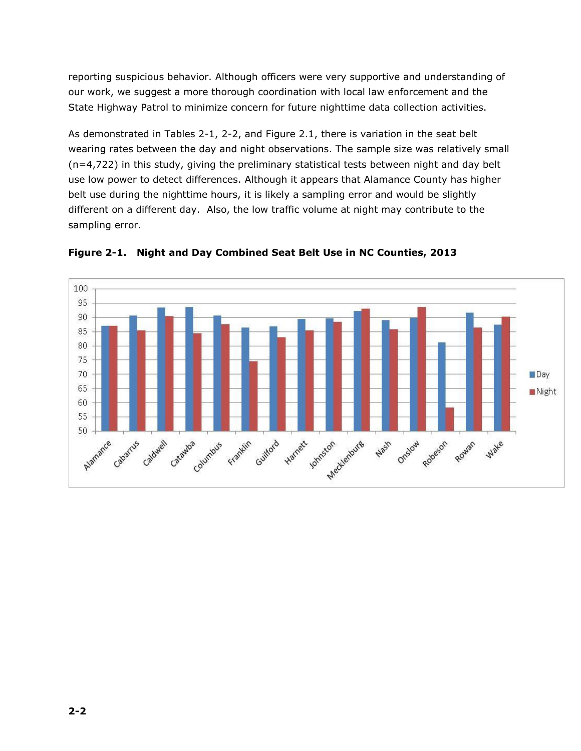reporting suspicious behavior. Although officers were very supportive and understanding of our work, we suggest a more thorough coordination with local law enforcement and the State Highway Patrol to minimize concern for future nighttime data collection activities.

As demonstrated in Tables 2-1, 2-2, and Figure 2.1, there is variation in the seat belt wearing rates between the day and night observations. The sample size was relatively small (n=4,722) in this study, giving the preliminary statistical tests between night and day belt use low power to detect differences. Although it appears that Alamance County has higher belt use during the nighttime hours, it is likely a sampling error and would be slightly different on a different day. Also, the low traffic volume at night may contribute to the sampling error.

**Figure 2-1. Night and Day Combined Seat Belt Use in NC Counties, 2013**

100
95
90
85
80
75
70
65
60
55
50

Alamance
Cabarrus
Caldwell
Catawba
Columbus
Franklin
Guilford
Harnett
Johnston
Mecklenburg
Nash
Onslow
Robeson
Rowan
Wake

Day
Night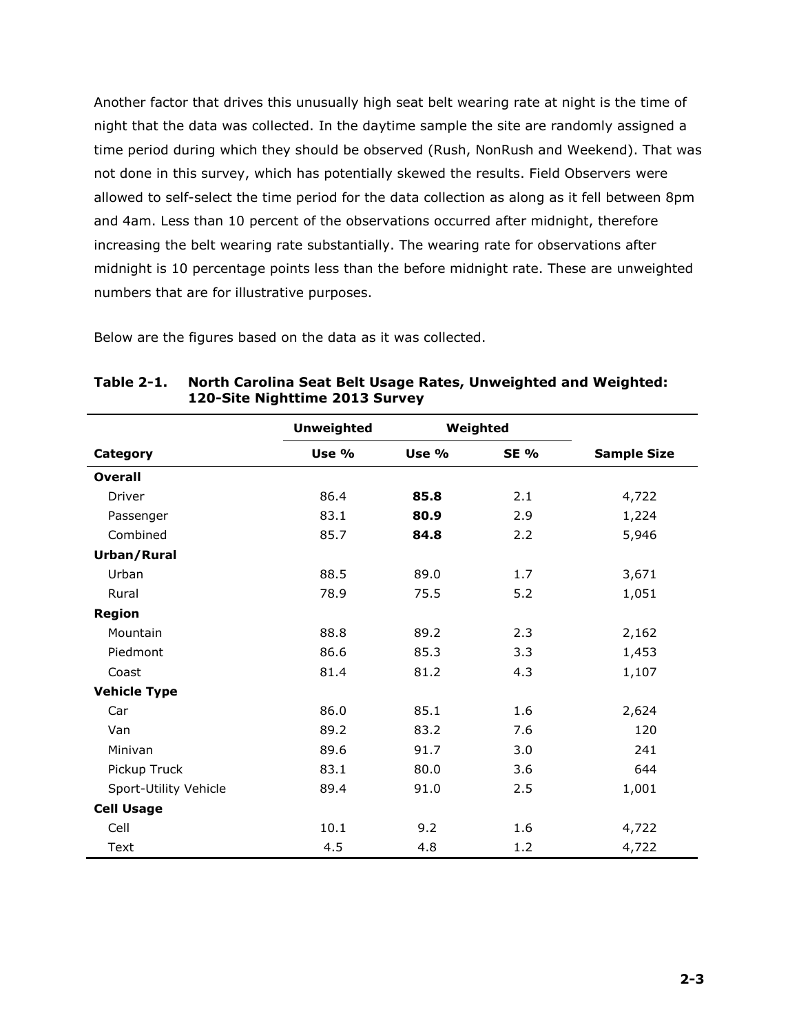Another factor that drives this unusually high seat belt wearing rate at night is the time of night that the data was collected. In the daytime sample the site are randomly assigned a time period during which they should be observed (Rush, NonRush and Weekend). That was not done in this survey, which has potentially skewed the results. Field Observers were allowed to self-select the time period for the data collection as along as it fell between 8pm and 4am. Less than 10 percent of the observations occurred after midnight, therefore increasing the belt wearing rate substantially. The wearing rate for observations after midnight is 10 percentage points less than the before midnight rate. These are unweighted numbers that are for illustrative purposes.

Below are the figures based on the data as it was collected.

**Table 2-1. North Carolina Seat Belt Usage Rates, Unweighted and Weighted: 120-Site Nighttime 2013 Survey**

| | Unweighted | Weighted | | |
|---|---|---|---|---|
| **Category** | **Use %** | **Use %** | **SE %** | **Sample Size** |
| **Overall** | | | | |
| Driver | 86.4 | **85.8** | 2.1 | 4,722 |
| Passenger | 83.1 | **80.9** | 2.9 | 1,224 |
| Combined | 85.7 | **84.8** | 2.2 | 5,946 |
| **Urban/Rural** | | | | |
| Urban | 88.5 | 89.0 | 1.7 | 3,671 |
| Rural | 78.9 | 75.5 | 5.2 | 1,051 |
| **Region** | | | | |
| Mountain | 88.8 | 89.2 | 2.3 | 2,162 |
| Piedmont | 86.6 | 85.3 | 3.3 | 1,453 |
| Coast | 81.4 | 81.2 | 4.3 | 1,107 |
| **Vehicle Type** | | | | |
| Car | 86.0 | 85.1 | 1.6 | 2,624 |
| Van | 89.2 | 83.2 | 7.6 | 120 |
| Minivan | 89.6 | 91.7 | 3.0 | 241 |
| Pickup Truck | 83.1 | 80.0 | 3.6 | 644 |
| Sport-Utility Vehicle | 89.4 | 91.0 | 2.5 | 1,001 |
| **Cell Usage** | | | | |
| Cell | 10.1 | 9.2 | 1.6 | 4,722 |
| Text | 4.5 | 4.8 | 1.2 | 4,722 |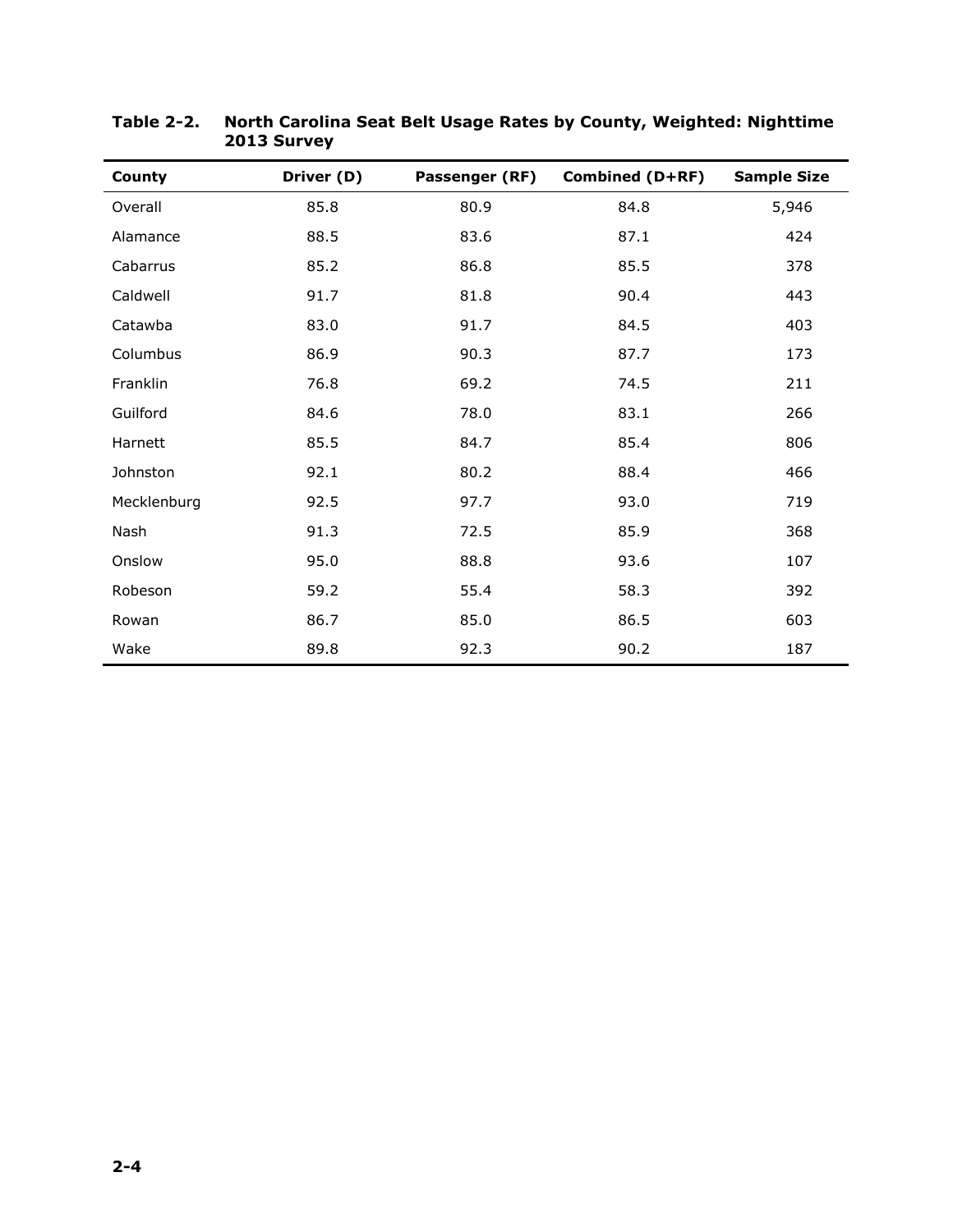**Table 2-2. North Carolina Seat Belt Usage Rates by County, Weighted: Nighttime 2013 Survey**

| County | Driver (D) | Passenger (RF) | Combined (D+RF) | Sample Size |
|---|---|---|---|---|
| Overall | 85.8 | 80.9 | 84.8 | 5,946 |
| Alamance | 88.5 | 83.6 | 87.1 | 424 |
| Cabarrus | 85.2 | 86.8 | 85.5 | 378 |
| Caldwell | 91.7 | 81.8 | 90.4 | 443 |
| Catawba | 83.0 | 91.7 | 84.5 | 403 |
| Columbus | 86.9 | 90.3 | 87.7 | 173 |
| Franklin | 76.8 | 69.2 | 74.5 | 211 |
| Guilford | 84.6 | 78.0 | 83.1 | 266 |
| Harnett | 85.5 | 84.7 | 85.4 | 806 |
| Johnston | 92.1 | 80.2 | 88.4 | 466 |
| Mecklenburg | 92.5 | 97.7 | 93.0 | 719 |
| Nash | 91.3 | 72.5 | 85.9 | 368 |
| Onslow | 95.0 | 88.8 | 93.6 | 107 |
| Robeson | 59.2 | 55.4 | 58.3 | 392 |
| Rowan | 86.7 | 85.0 | 86.5 | 603 |
| Wake | 89.8 | 92.3 | 90.2 | 187 |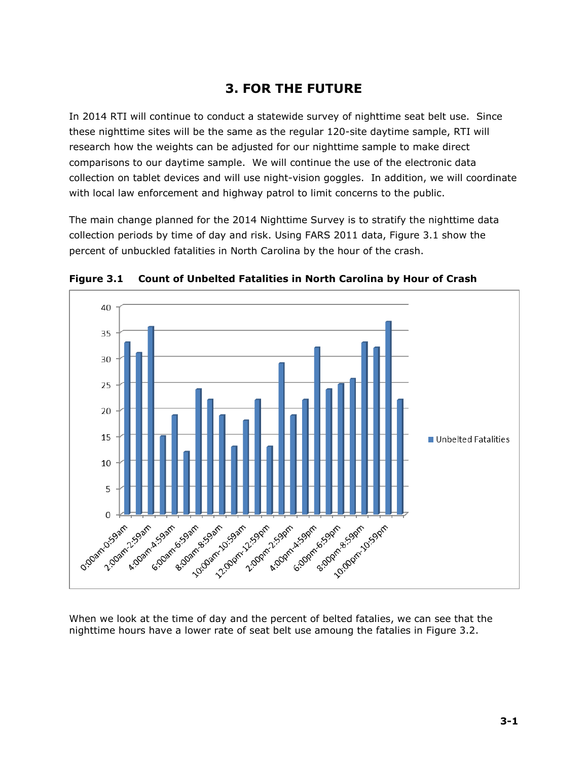# 3. FOR THE FUTURE

In 2014 RTI will continue to conduct a statewide survey of nighttime seat belt use. Since these nighttime sites will be the same as the regular 120-site daytime sample, RTI will research how the weights can be adjusted for our nighttime sample to make direct comparisons to our daytime sample. We will continue the use of the electronic data collection on tablet devices and will use night-vision goggles. In addition, we will coordinate with local law enforcement and highway patrol to limit concerns to the public.

The main change planned for the 2014 Nighttime Survey is to stratify the nighttime data collection periods by time of day and risk. Using FARS 2011 data, Figure 3.1 show the percent of unbuckled fatalities in North Carolina by the hour of the crash.

**Figure 3.1 Count of Unbelted Fatalities in North Carolina by Hour of Crash**

40
35
30
25
20
15
10
5
0

0:00am-0:59am
2:00am-2:59am
4:00am-4:59am
6:00am-6:59am
8:00am-8:59am
10:00am-10:59am
12:00pm-12:59pm
2:00pm-2:59pm
4:00pm-4:59pm
6:00pm-6:59pm
8:00pm-8:59pm
10:00pm-10:59pm

Unbelted Fatalities

When we look at the time of day and the percent of belted fatalies, we can see that the nighttime hours have a lower rate of seat belt use amoung the fatalies in Figure 3.2.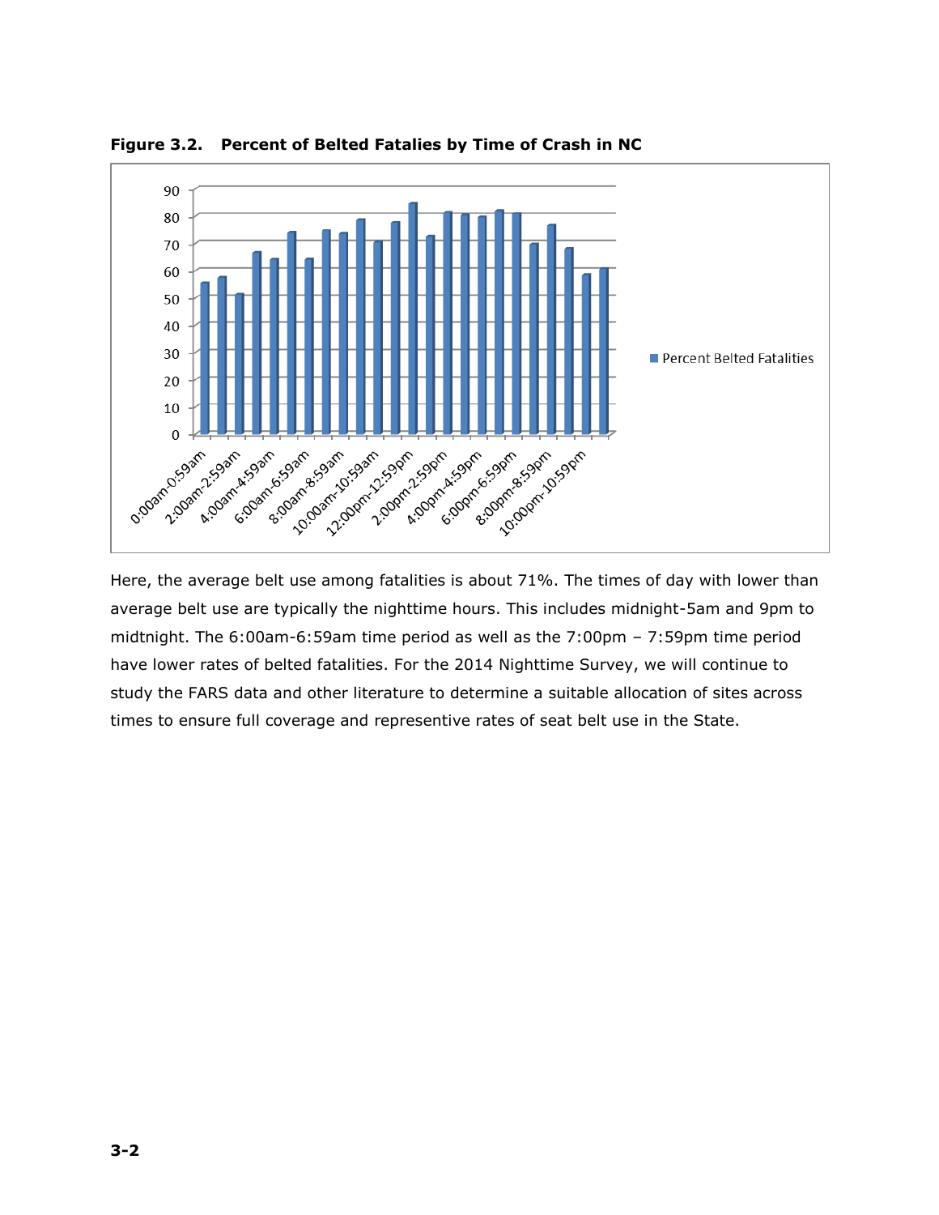**Figure 3.2. Percent of Belted Fatalies by Time of Crash in NC**

90
80
70
60
50
40
30
20
10
0

0:00am-0:59am
2:00am-2:59am
4:00am-4:59am
6:00am-6:59am
8:00am-8:59am
10:00am-10:59am
12:00pm-12:59pm
2:00pm-2:59pm
4:00pm-4:59pm
6:00pm-6:59pm
8:00pm-8:59pm
10:00pm-10:59pm

Percent Belted Fatalities

Here, the average belt use among fatalities is about 71%. The times of day with lower than average belt use are typically the nighttime hours. This includes midnight-5am and 9pm to midnight. The 6:00am-6:59am time period as well as the 7:00pm – 7:59pm time period have lower rates of belted fatalities. For the 2014 Nighttime Survey, we will continue to study the FARS data and other literature to determine a suitable allocation of sites across times to ensure full coverage and representive rates of seat belt use in the State.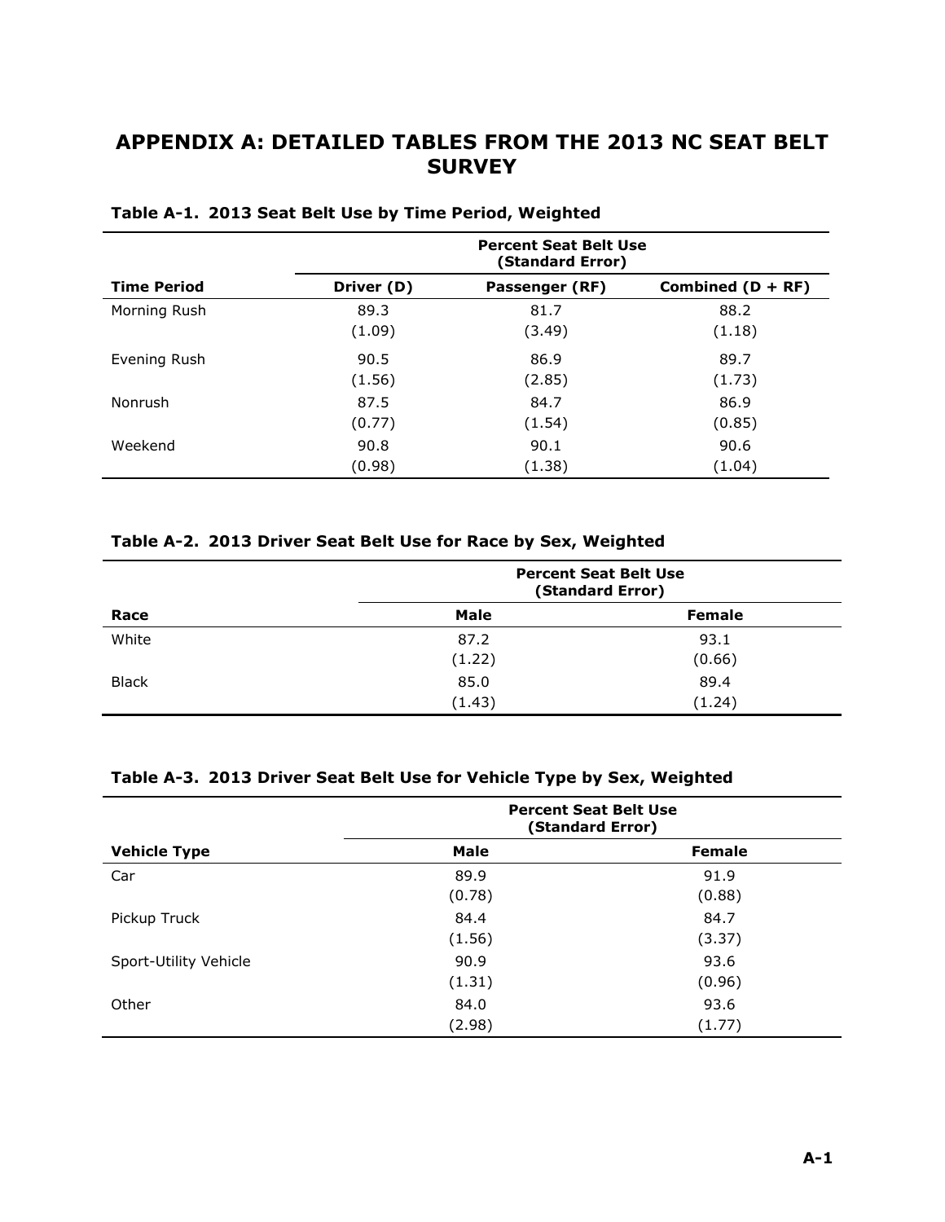# APPENDIX A: DETAILED TABLES FROM THE 2013 NC SEAT BELT SURVEY

**Table A-1. 2013 Seat Belt Use by Time Period, Weighted**

| | Percent Seat Belt Use (Standard Error) | | |
|---|---|---|---|
| **Time Period** | **Driver (D)** | **Passenger (RF)** | **Combined (D + RF)** |
| Morning Rush | 89.3<br>(1.09) | 81.7<br>(3.49) | 88.2<br>(1.18) |
| Evening Rush | 90.5<br>(1.56) | 86.9<br>(2.85) | 89.7<br>(1.73) |
| Nonrush | 87.5<br>(0.77) | 84.7<br>(1.54) | 86.9<br>(0.85) |
| Weekend | 90.8<br>(0.98) | 90.1<br>(1.38) | 90.6<br>(1.04) |

**Table A-2. 2013 Driver Seat Belt Use for Race by Sex, Weighted**

| | Percent Seat Belt Use (Standard Error) | |
|---|---|---|
| **Race** | **Male** | **Female** |
| White | 87.2<br>(1.22) | 93.1<br>(0.66) |
| Black | 85.0<br>(1.43) | 89.4<br>(1.24) |

**Table A-3. 2013 Driver Seat Belt Use for Vehicle Type by Sex, Weighted**

| | Percent Seat Belt Use (Standard Error) | |
|---|---|---|
| **Vehicle Type** | **Male** | **Female** |
| Car | 89.9<br>(0.78) | 91.9<br>(0.88) |
| Pickup Truck | 84.4<br>(1.56) | 84.7<br>(3.37) |
| Sport-Utility Vehicle | 90.9<br>(1.31) | 93.6<br>(0.96) |
| Other | 84.0<br>(2.98) | 93.6<br>(1.77) |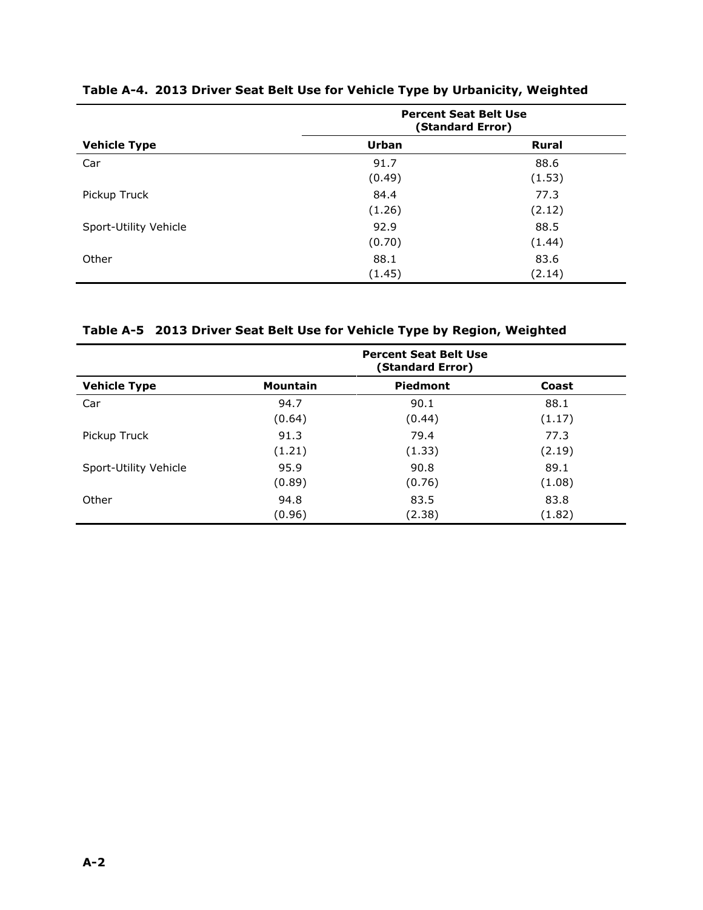**Table A-4. 2013 Driver Seat Belt Use for Vehicle Type by Urbanicity, Weighted**

| | Percent Seat Belt Use (Standard Error) | |
|---|---|---|
| **Vehicle Type** | **Urban** | **Rural** |
| Car | 91.7<br>(0.49) | 88.6<br>(1.53) |
| Pickup Truck | 84.4<br>(1.26) | 77.3<br>(2.12) |
| Sport-Utility Vehicle | 92.9<br>(0.70) | 88.5<br>(1.44) |
| Other | 88.1<br>(1.45) | 83.6<br>(2.14) |

**Table A-5 2013 Driver Seat Belt Use for Vehicle Type by Region, Weighted**

| | Percent Seat Belt Use (Standard Error) | | |
|---|---|---|---|
| **Vehicle Type** | **Mountain** | **Piedmont** | **Coast** |
| Car | 94.7<br>(0.64) | 90.1<br>(0.44) | 88.1<br>(1.17) |
| Pickup Truck | 91.3<br>(1.21) | 79.4<br>(1.33) | 77.3<br>(2.19) |
| Sport-Utility Vehicle | 95.9<br>(0.89) | 90.8<br>(0.76) | 89.1<br>(1.08) |
| Other | 94.8<br>(0.96) | 83.5<br>(2.38) | 83.8<br>(1.82) |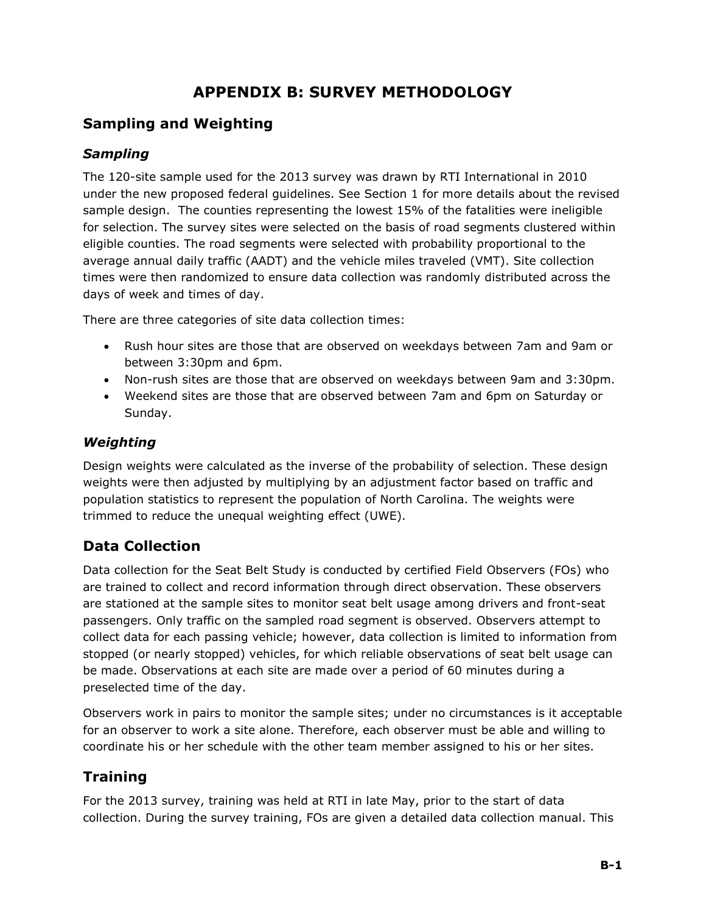# APPENDIX B: SURVEY METHODOLOGY

## Sampling and Weighting

### *Sampling*

The 120-site sample used for the 2013 survey was drawn by RTI International in 2010 under the new proposed federal guidelines. See Section 1 for more details about the revised sample design. The counties representing the lowest 15% of the fatalities were ineligible for selection. The survey sites were selected on the basis of road segments clustered within eligible counties. The road segments were selected with probability proportional to the average annual daily traffic (AADT) and the vehicle miles traveled (VMT). Site collection times were then randomized to ensure data collection was randomly distributed across the days of week and times of day.

There are three categories of site data collection times:

- Rush hour sites are those that are observed on weekdays between 7am and 9am or between 3:30pm and 6pm.
- Non-rush sites are those that are observed on weekdays between 9am and 3:30pm.
- Weekend sites are those that are observed between 7am and 6pm on Saturday or Sunday.

### *Weighting*

Design weights were calculated as the inverse of the probability of selection. These design weights were then adjusted by multiplying by an adjustment factor based on traffic and population statistics to represent the population of North Carolina. The weights were trimmed to reduce the unequal weighting effect (UWE).

## Data Collection

Data collection for the Seat Belt Study is conducted by certified Field Observers (FOs) who are trained to collect and record information through direct observation. These observers are stationed at the sample sites to monitor seat belt usage among drivers and front-seat passengers. Only traffic on the sampled road segment is observed. Observers attempt to collect data for each passing vehicle; however, data collection is limited to information from stopped (or nearly stopped) vehicles, for which reliable observations of seat belt usage can be made. Observations at each site are made over a period of 60 minutes during a preselected time of the day.

Observers work in pairs to monitor the sample sites; under no circumstances is it acceptable for an observer to work a site alone. Therefore, each observer must be able and willing to coordinate his or her schedule with the other team member assigned to his or her sites.

## Training

For the 2013 survey, training was held at RTI in late May, prior to the start of data collection. During the survey training, FOs are given a detailed data collection manual. This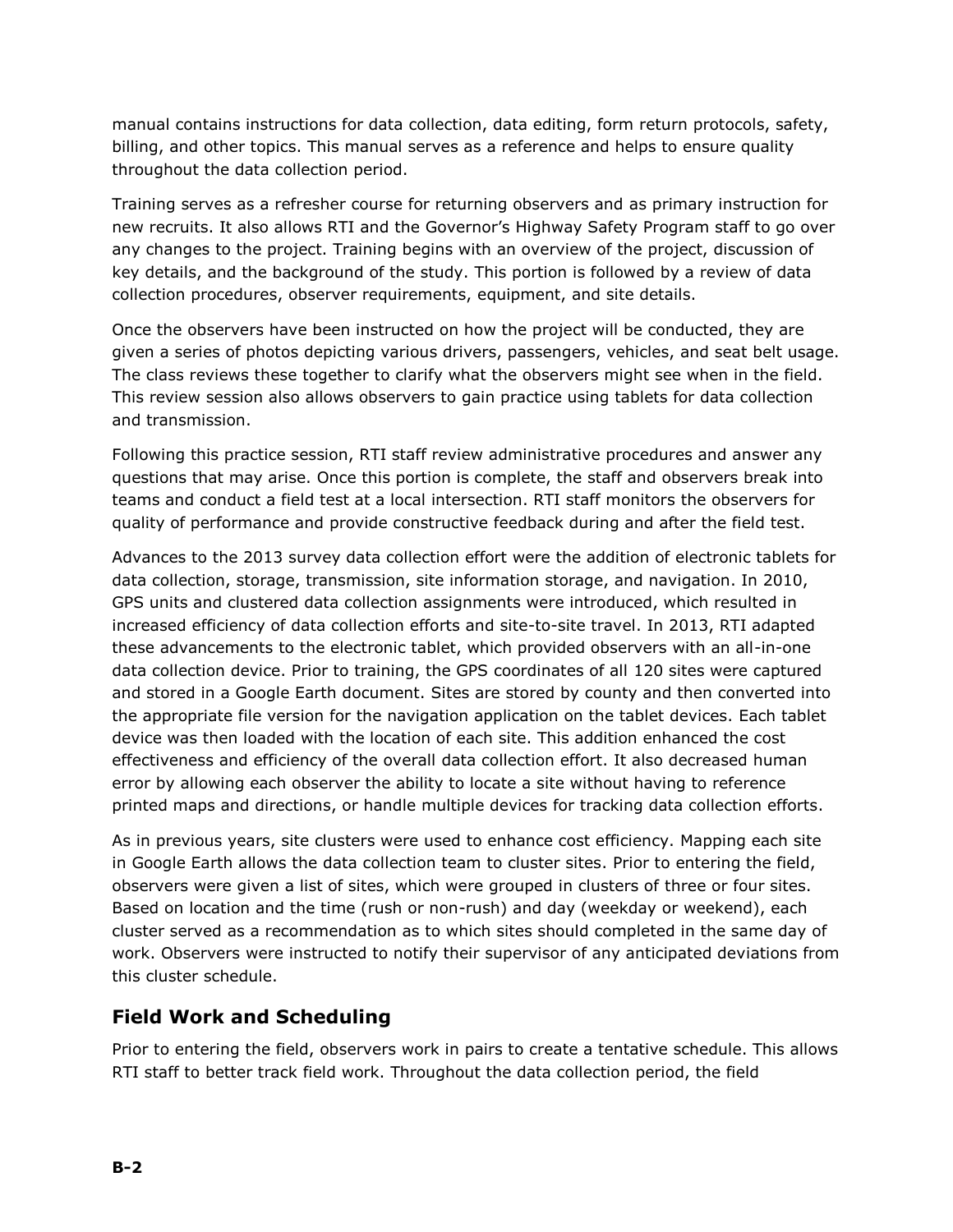manual contains instructions for data collection, data editing, form return protocols, safety, billing, and other topics. This manual serves as a reference and helps to ensure quality throughout the data collection period.

Training serves as a refresher course for returning observers and as primary instruction for new recruits. It also allows RTI and the Governor's Highway Safety Program staff to go over any changes to the project. Training begins with an overview of the project, discussion of key details, and the background of the study. This portion is followed by a review of data collection procedures, observer requirements, equipment, and site details.

Once the observers have been instructed on how the project will be conducted, they are given a series of photos depicting various drivers, passengers, vehicles, and seat belt usage. The class reviews these together to clarify what the observers might see when in the field. This review session also allows observers to gain practice using tablets for data collection and transmission.

Following this practice session, RTI staff review administrative procedures and answer any questions that may arise. Once this portion is complete, the staff and observers break into teams and conduct a field test at a local intersection. RTI staff monitors the observers for quality of performance and provide constructive feedback during and after the field test.

Advances to the 2013 survey data collection effort were the addition of electronic tablets for data collection, storage, transmission, site information storage, and navigation. In 2010, GPS units and clustered data collection assignments were introduced, which resulted in increased efficiency of data collection efforts and site-to-site travel. In 2013, RTI adapted these advancements to the electronic tablet, which provided observers with an all-in-one data collection device. Prior to training, the GPS coordinates of all 120 sites were captured and stored in a Google Earth document. Sites are stored by county and then converted into the appropriate file version for the navigation application on the tablet devices. Each tablet device was then loaded with the location of each site. This addition enhanced the cost effectiveness and efficiency of the overall data collection effort. It also decreased human error by allowing each observer the ability to locate a site without having to reference printed maps and directions, or handle multiple devices for tracking data collection efforts.

As in previous years, site clusters were used to enhance cost efficiency. Mapping each site in Google Earth allows the data collection team to cluster sites. Prior to entering the field, observers were given a list of sites, which were grouped in clusters of three or four sites. Based on location and the time (rush or non-rush) and day (weekday or weekend), each cluster served as a recommendation as to which sites should completed in the same day of work. Observers were instructed to notify their supervisor of any anticipated deviations from this cluster schedule.

## Field Work and Scheduling

Prior to entering the field, observers work in pairs to create a tentative schedule. This allows RTI staff to better track field work. Throughout the data collection period, the field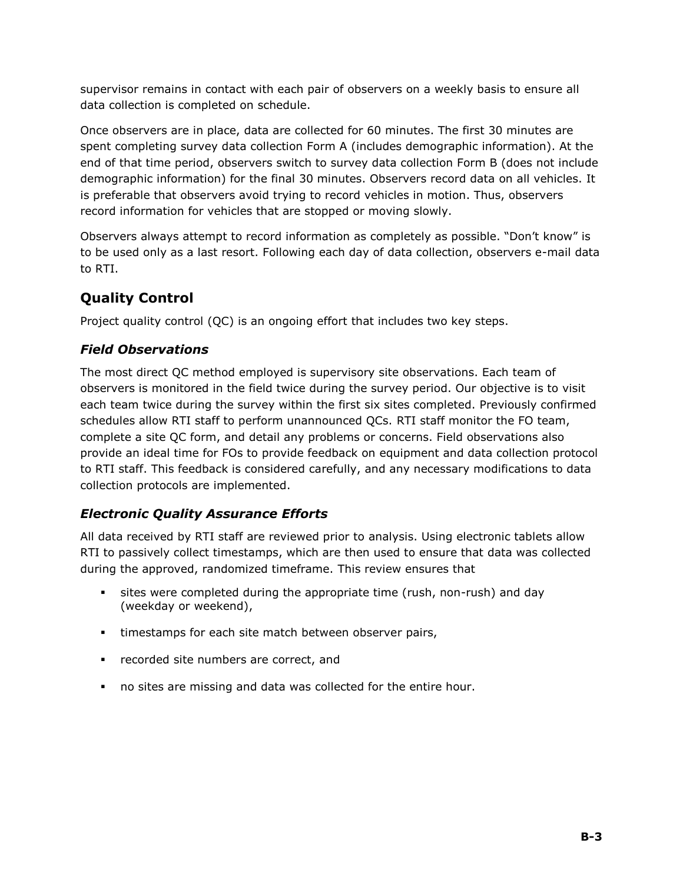supervisor remains in contact with each pair of observers on a weekly basis to ensure all data collection is completed on schedule.

Once observers are in place, data are collected for 60 minutes. The first 30 minutes are spent completing survey data collection Form A (includes demographic information). At the end of that time period, observers switch to survey data collection Form B (does not include demographic information) for the final 30 minutes. Observers record data on all vehicles. It is preferable that observers avoid trying to record vehicles in motion. Thus, observers record information for vehicles that are stopped or moving slowly.

Observers always attempt to record information as completely as possible. “Don’t know” is to be used only as a last resort. Following each day of data collection, observers e-mail data to RTI.

## Quality Control

Project quality control (QC) is an ongoing effort that includes two key steps.

### *Field Observations*

The most direct QC method employed is supervisory site observations. Each team of observers is monitored in the field twice during the survey period. Our objective is to visit each team twice during the survey within the first six sites completed. Previously confirmed schedules allow RTI staff to perform unannounced QCs. RTI staff monitor the FO team, complete a site QC form, and detail any problems or concerns. Field observations also provide an ideal time for FOs to provide feedback on equipment and data collection protocol to RTI staff. This feedback is considered carefully, and any necessary modifications to data collection protocols are implemented.

### *Electronic Quality Assurance Efforts*

All data received by RTI staff are reviewed prior to analysis. Using electronic tablets allow RTI to passively collect timestamps, which are then used to ensure that data was collected during the approved, randomized timeframe. This review ensures that

- sites were completed during the appropriate time (rush, non-rush) and day (weekday or weekend),
- timestamps for each site match between observer pairs,
- recorded site numbers are correct, and
- no sites are missing and data was collected for the entire hour.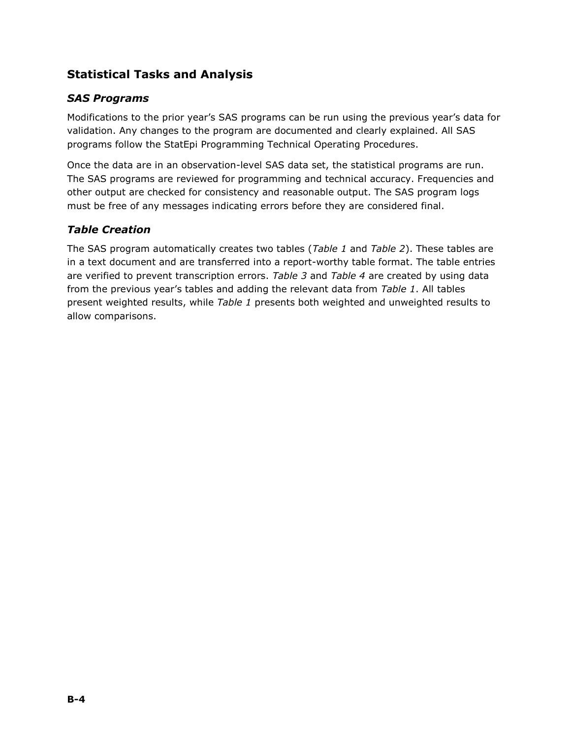## Statistical Tasks and Analysis

### *SAS Programs*

Modifications to the prior year's SAS programs can be run using the previous year's data for validation. Any changes to the program are documented and clearly explained. All SAS programs follow the StatEpi Programming Technical Operating Procedures.

Once the data are in an observation-level SAS data set, the statistical programs are run. The SAS programs are reviewed for programming and technical accuracy. Frequencies and other output are checked for consistency and reasonable output. The SAS program logs must be free of any messages indicating errors before they are considered final.

### *Table Creation*

The SAS program automatically creates two tables (*Table 1* and *Table 2*). These tables are in a text document and are transferred into a report-worthy table format. The table entries are verified to prevent transcription errors. *Table 3* and *Table 4* are created by using data from the previous year's tables and adding the relevant data from *Table 1*. All tables present weighted results, while *Table 1* presents both weighted and unweighted results to allow comparisons.